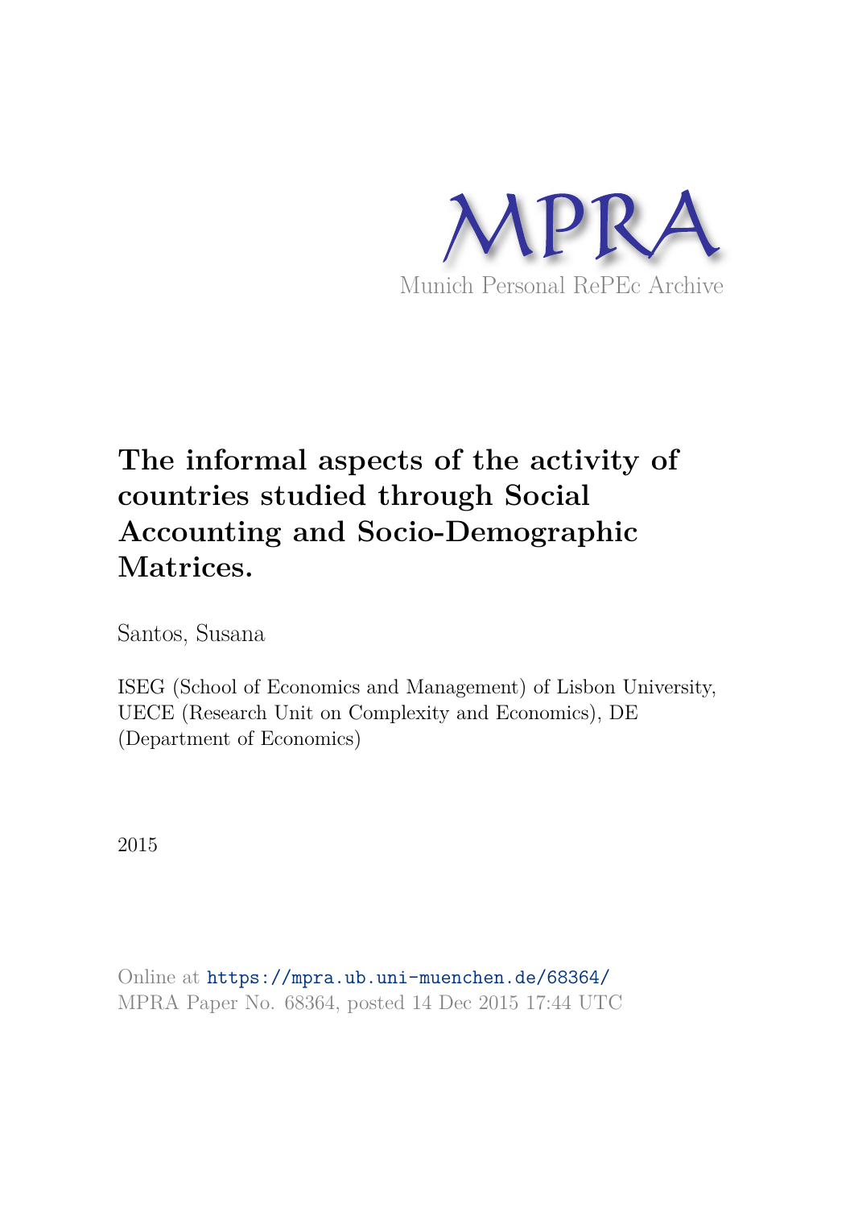MPRA

Munich Personal RePEc Archive

# The informal aspects of the activity of countries studied through Social Accounting and Socio-Demographic Matrices.

Santos, Susana

ISEG (School of Economics and Management) of Lisbon University, UECE (Research Unit on Complexity and Economics), DE (Department of Economics)

2015

Online at https://mpra.ub.uni-muenchen.de/68364/
MPRA Paper No. 68364, posted 14 Dec 2015 17:44 UTC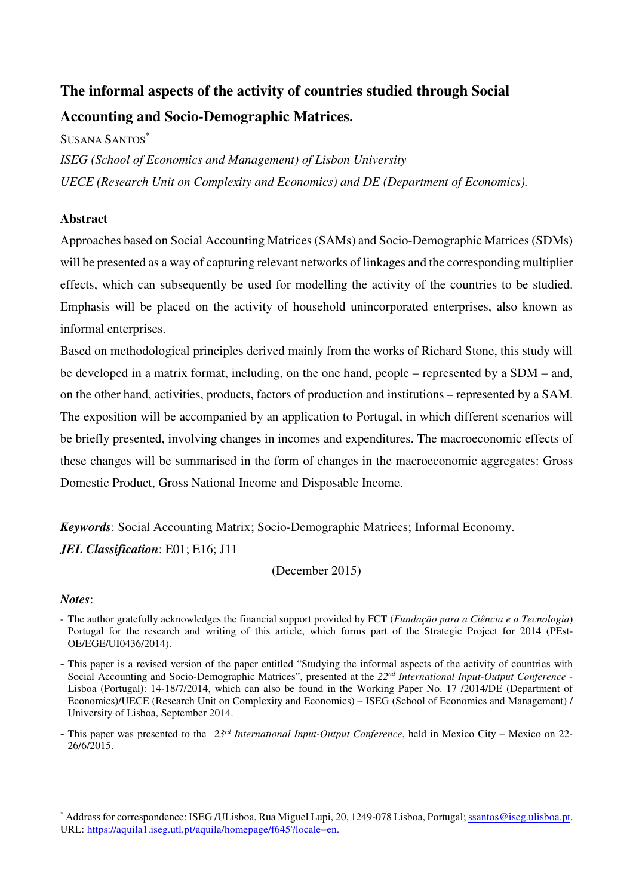# The informal aspects of the activity of countries studied through Social Accounting and Socio-Demographic Matrices.

SUSANA SANTOS*

*ISEG (School of Economics and Management) of Lisbon University*

*UECE (Research Unit on Complexity and Economics) and DE (Department of Economics).*

## Abstract

Approaches based on Social Accounting Matrices (SAMs) and Socio-Demographic Matrices (SDMs) will be presented as a way of capturing relevant networks of linkages and the corresponding multiplier effects, which can subsequently be used for modelling the activity of the countries to be studied. Emphasis will be placed on the activity of household unincorporated enterprises, also known as informal enterprises.

Based on methodological principles derived mainly from the works of Richard Stone, this study will be developed in a matrix format, including, on the one hand, people – represented by a SDM – and, on the other hand, activities, products, factors of production and institutions – represented by a SAM. The exposition will be accompanied by an application to Portugal, in which different scenarios will be briefly presented, involving changes in incomes and expenditures. The macroeconomic effects of these changes will be summarised in the form of changes in the macroeconomic aggregates: Gross Domestic Product, Gross National Income and Disposable Income.

***Keywords***: Social Accounting Matrix; Socio-Demographic Matrices; Informal Economy.

***JEL Classification***: E01; E16; J11

(December 2015)

***Notes***:

- The author gratefully acknowledges the financial support provided by FCT (*Fundação para a Ciência e a Tecnologia*) Portugal for the research and writing of this article, which forms part of the Strategic Project for 2014 (PEst-OE/EGE/UI0436/2014).
- This paper is a revised version of the paper entitled "Studying the informal aspects of the activity of countries with Social Accounting and Socio-Demographic Matrices", presented at the *22nd International Input-Output Conference* - Lisboa (Portugal): 14-18/7/2014, which can also be found in the Working Paper No. 17 /2014/DE (Department of Economics)/UECE (Research Unit on Complexity and Economics) – ISEG (School of Economics and Management) / University of Lisboa, September 2014.
- This paper was presented to the *23rd International Input-Output Conference*, held in Mexico City – Mexico on 22-26/6/2015.

---

* Address for correspondence: ISEG /ULisboa, Rua Miguel Lupi, 20, 1249-078 Lisboa, Portugal; ssantos@iseg.ulisboa.pt. URL: https://aquila1.iseg.utl.pt/aquila/homepage/f645?locale=en.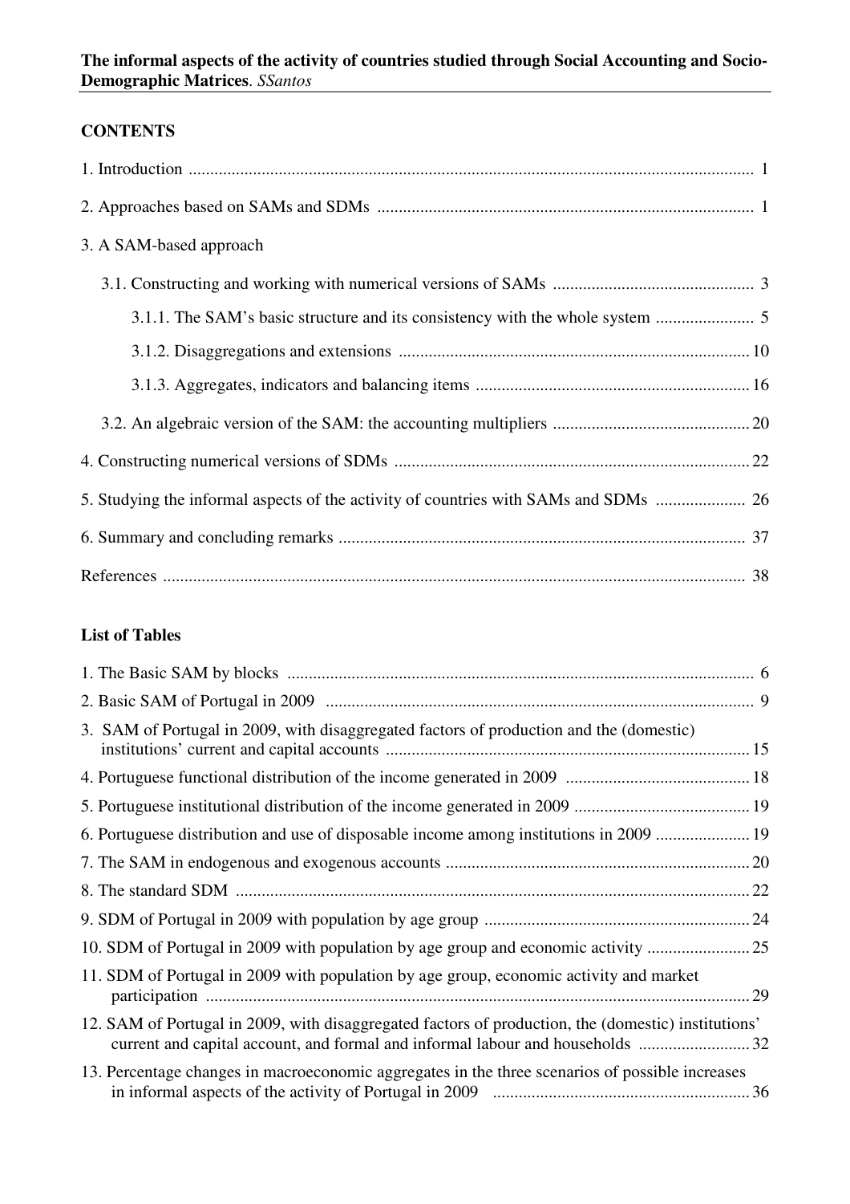## CONTENTS

1. Introduction ........................................................................................................................... 1

2. Approaches based on SAMs and SDMs ........................................................................... 1

3. A SAM-based approach

   3.1. Constructing and working with numerical versions of SAMs ............................................... 3

      3.1.1. The SAM's basic structure and its consistency with the whole system ....................... 5

      3.1.2. Disaggregations and extensions ................................................................................. 10

      3.1.3. Aggregates, indicators and balancing items ............................................................... 16

   3.2. An algebraic version of the SAM: the accounting multipliers ............................................. 20

4. Constructing numerical versions of SDMs .................................................................................. 22

5. Studying the informal aspects of the activity of countries with SAMs and SDMs ..................... 26

6. Summary and concluding remarks .............................................................................................. 37

References ....................................................................................................................................... 38

## List of Tables

1. The Basic SAM by blocks ............................................................................................................ 6

2. Basic SAM of Portugal in 2009 .................................................................................................... 9

3. SAM of Portugal in 2009, with disaggregated factors of production and the (domestic) institutions' current and capital accounts ..................................................................................... 15

4. Portuguese functional distribution of the income generated in 2009 ........................................... 18

5. Portuguese institutional distribution of the income generated in 2009 ......................................... 19

6. Portuguese distribution and use of disposable income among institutions in 2009 ...................... 19

7. The SAM in endogenous and exogenous accounts ....................................................................... 20

8. The standard SDM ....................................................................................................................... 22

9. SDM of Portugal in 2009 with population by age group ............................................................. 24

10. SDM of Portugal in 2009 with population by age group and economic activity ........................ 25

11. SDM of Portugal in 2009 with population by age group, economic activity and market participation .............................................................................................................................. 29

12. SAM of Portugal in 2009, with disaggregated factors of production, the (domestic) institutions' current and capital account, and formal and informal labour and households .......................... 32

13. Percentage changes in macroeconomic aggregates in the three scenarios of possible increases in informal aspects of the activity of Portugal in 2009 ........................................................... 36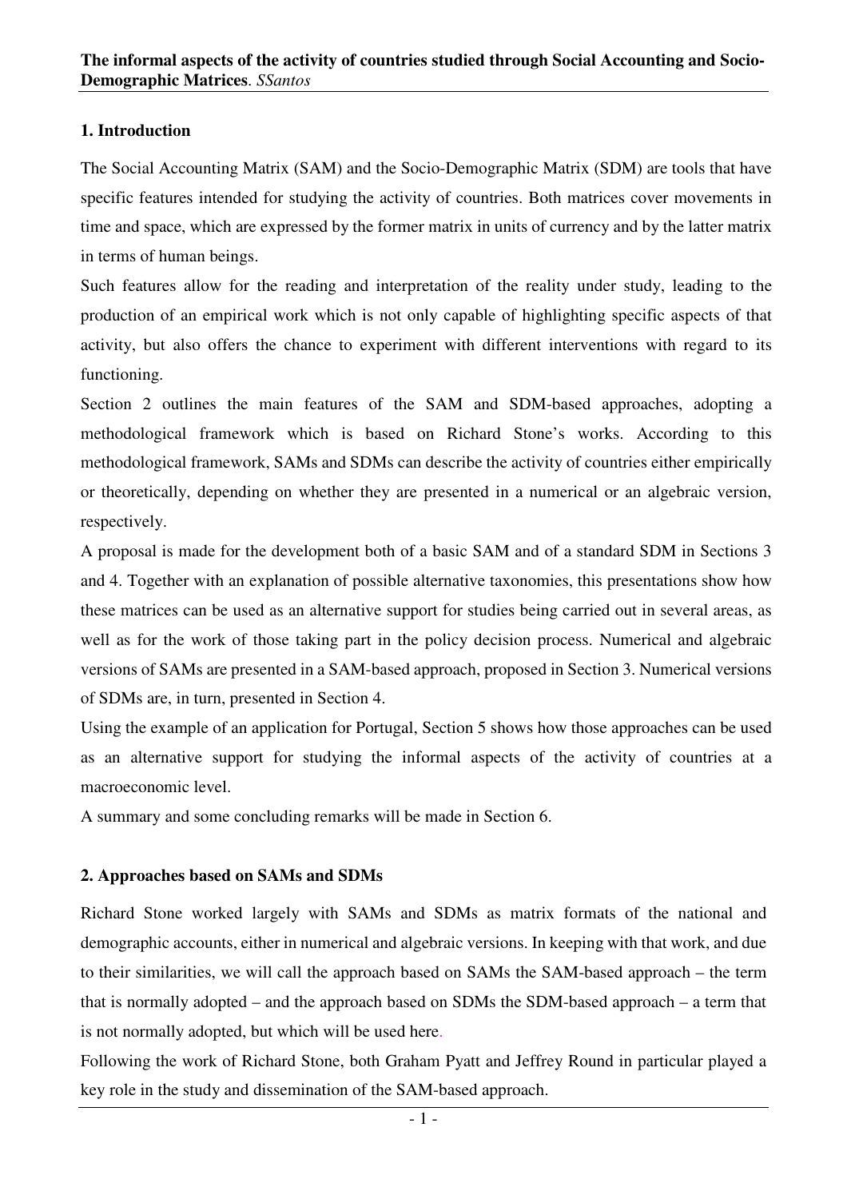## 1. Introduction

The Social Accounting Matrix (SAM) and the Socio-Demographic Matrix (SDM) are tools that have specific features intended for studying the activity of countries. Both matrices cover movements in time and space, which are expressed by the former matrix in units of currency and by the latter matrix in terms of human beings.

Such features allow for the reading and interpretation of the reality under study, leading to the production of an empirical work which is not only capable of highlighting specific aspects of that activity, but also offers the chance to experiment with different interventions with regard to its functioning.

Section 2 outlines the main features of the SAM and SDM-based approaches, adopting a methodological framework which is based on Richard Stone's works. According to this methodological framework, SAMs and SDMs can describe the activity of countries either empirically or theoretically, depending on whether they are presented in a numerical or an algebraic version, respectively.

A proposal is made for the development both of a basic SAM and of a standard SDM in Sections 3 and 4. Together with an explanation of possible alternative taxonomies, this presentations show how these matrices can be used as an alternative support for studies being carried out in several areas, as well as for the work of those taking part in the policy decision process. Numerical and algebraic versions of SAMs are presented in a SAM-based approach, proposed in Section 3. Numerical versions of SDMs are, in turn, presented in Section 4.

Using the example of an application for Portugal, Section 5 shows how those approaches can be used as an alternative support for studying the informal aspects of the activity of countries at a macroeconomic level.

A summary and some concluding remarks will be made in Section 6.

## 2. Approaches based on SAMs and SDMs

Richard Stone worked largely with SAMs and SDMs as matrix formats of the national and demographic accounts, either in numerical and algebraic versions. In keeping with that work, and due to their similarities, we will call the approach based on SAMs the SAM-based approach – the term that is normally adopted – and the approach based on SDMs the SDM-based approach – a term that is not normally adopted, but which will be used here.

Following the work of Richard Stone, both Graham Pyatt and Jeffrey Round in particular played a key role in the study and dissemination of the SAM-based approach.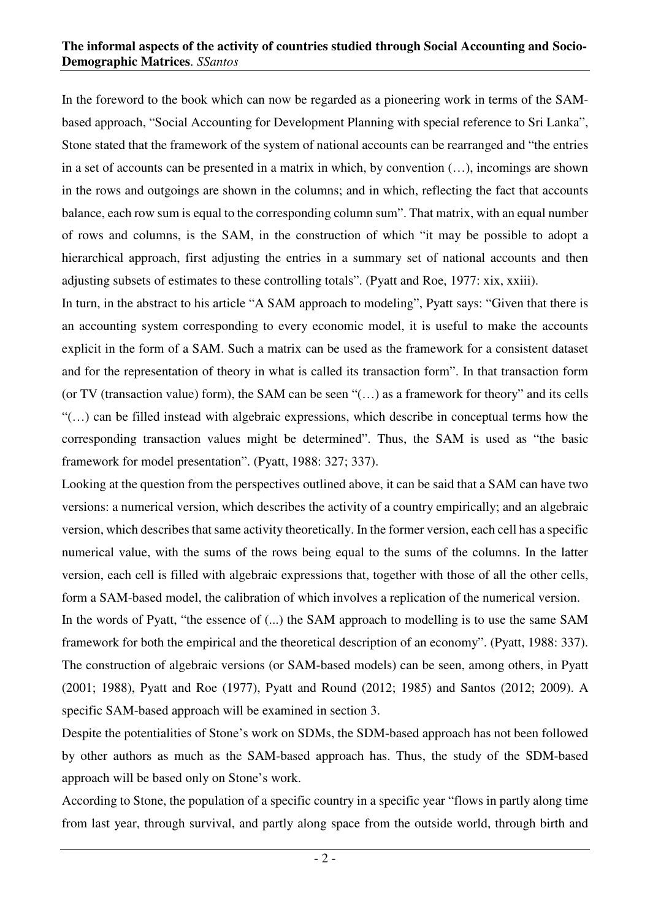In the foreword to the book which can now be regarded as a pioneering work in terms of the SAM-based approach, "Social Accounting for Development Planning with special reference to Sri Lanka", Stone stated that the framework of the system of national accounts can be rearranged and "the entries in a set of accounts can be presented in a matrix in which, by convention (…), incomings are shown in the rows and outgoings are shown in the columns; and in which, reflecting the fact that accounts balance, each row sum is equal to the corresponding column sum". That matrix, with an equal number of rows and columns, is the SAM, in the construction of which "it may be possible to adopt a hierarchical approach, first adjusting the entries in a summary set of national accounts and then adjusting subsets of estimates to these controlling totals". (Pyatt and Roe, 1977: xix, xxiii).

In turn, in the abstract to his article "A SAM approach to modeling", Pyatt says: "Given that there is an accounting system corresponding to every economic model, it is useful to make the accounts explicit in the form of a SAM. Such a matrix can be used as the framework for a consistent dataset and for the representation of theory in what is called its transaction form". In that transaction form (or TV (transaction value) form), the SAM can be seen "(…) as a framework for theory" and its cells "(…) can be filled instead with algebraic expressions, which describe in conceptual terms how the corresponding transaction values might be determined". Thus, the SAM is used as "the basic framework for model presentation". (Pyatt, 1988: 327; 337).

Looking at the question from the perspectives outlined above, it can be said that a SAM can have two versions: a numerical version, which describes the activity of a country empirically; and an algebraic version, which describes that same activity theoretically. In the former version, each cell has a specific numerical value, with the sums of the rows being equal to the sums of the columns. In the latter version, each cell is filled with algebraic expressions that, together with those of all the other cells, form a SAM-based model, the calibration of which involves a replication of the numerical version.

In the words of Pyatt, "the essence of (...) the SAM approach to modelling is to use the same SAM framework for both the empirical and the theoretical description of an economy". (Pyatt, 1988: 337).

The construction of algebraic versions (or SAM-based models) can be seen, among others, in Pyatt (2001; 1988), Pyatt and Roe (1977), Pyatt and Round (2012; 1985) and Santos (2012; 2009). A specific SAM-based approach will be examined in section 3.

Despite the potentialities of Stone's work on SDMs, the SDM-based approach has not been followed by other authors as much as the SAM-based approach has. Thus, the study of the SDM-based approach will be based only on Stone's work.

According to Stone, the population of a specific country in a specific year "flows in partly along time from last year, through survival, and partly along space from the outside world, through birth and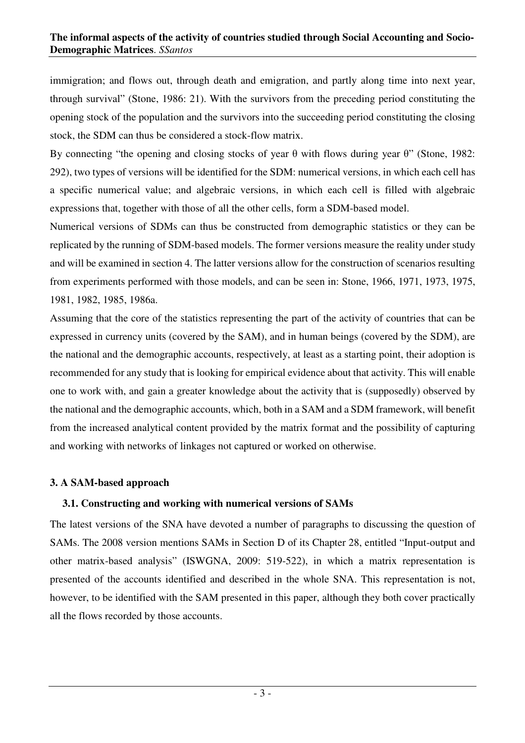immigration; and flows out, through death and emigration, and partly along time into next year, through survival" (Stone, 1986: 21). With the survivors from the preceding period constituting the opening stock of the population and the survivors into the succeeding period constituting the closing stock, the SDM can thus be considered a stock-flow matrix.

By connecting "the opening and closing stocks of year θ with flows during year θ" (Stone, 1982: 292), two types of versions will be identified for the SDM: numerical versions, in which each cell has a specific numerical value; and algebraic versions, in which each cell is filled with algebraic expressions that, together with those of all the other cells, form a SDM-based model.

Numerical versions of SDMs can thus be constructed from demographic statistics or they can be replicated by the running of SDM-based models. The former versions measure the reality under study and will be examined in section 4. The latter versions allow for the construction of scenarios resulting from experiments performed with those models, and can be seen in: Stone, 1966, 1971, 1973, 1975, 1981, 1982, 1985, 1986a.

Assuming that the core of the statistics representing the part of the activity of countries that can be expressed in currency units (covered by the SAM), and in human beings (covered by the SDM), are the national and the demographic accounts, respectively, at least as a starting point, their adoption is recommended for any study that is looking for empirical evidence about that activity. This will enable one to work with, and gain a greater knowledge about the activity that is (supposedly) observed by the national and the demographic accounts, which, both in a SAM and a SDM framework, will benefit from the increased analytical content provided by the matrix format and the possibility of capturing and working with networks of linkages not captured or worked on otherwise.

## 3. A SAM-based approach

### 3.1. Constructing and working with numerical versions of SAMs

The latest versions of the SNA have devoted a number of paragraphs to discussing the question of SAMs. The 2008 version mentions SAMs in Section D of its Chapter 28, entitled "Input-output and other matrix-based analysis" (ISWGNA, 2009: 519-522), in which a matrix representation is presented of the accounts identified and described in the whole SNA. This representation is not, however, to be identified with the SAM presented in this paper, although they both cover practically all the flows recorded by those accounts.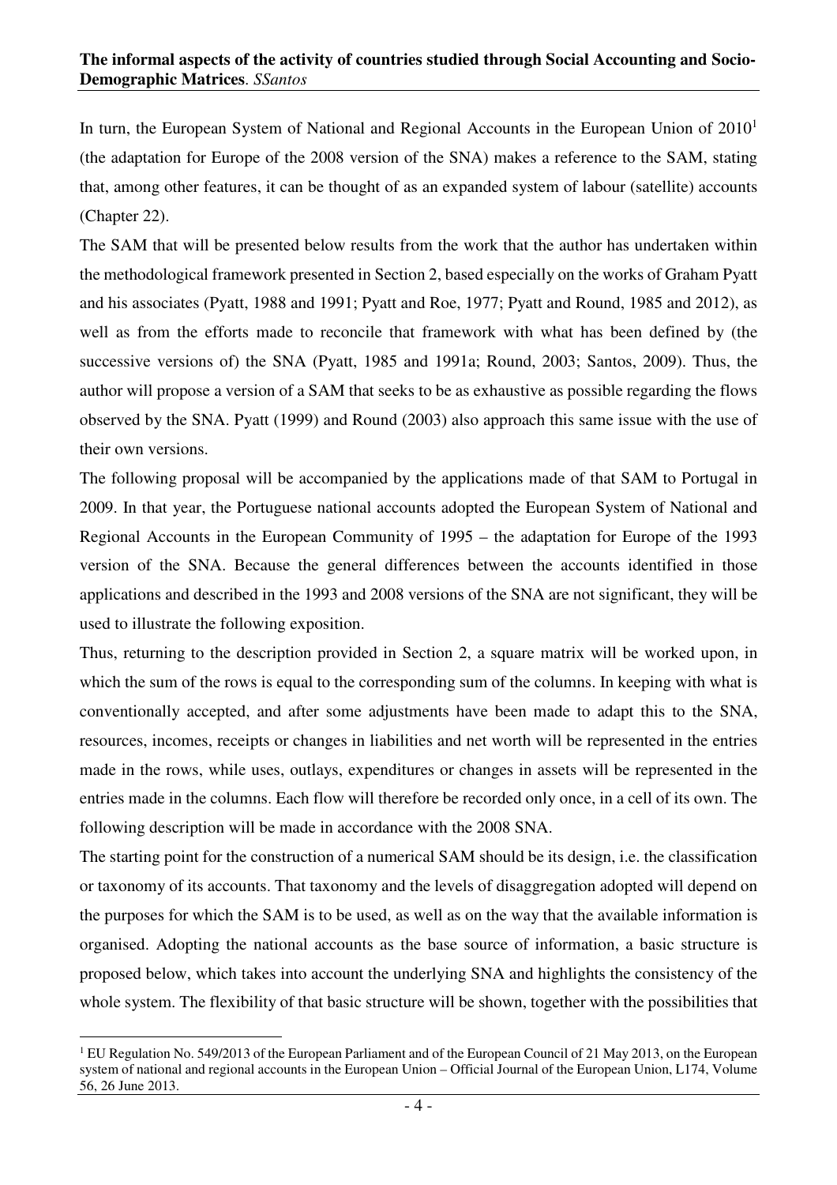In turn, the European System of National and Regional Accounts in the European Union of 2010[1] (the adaptation for Europe of the 2008 version of the SNA) makes a reference to the SAM, stating that, among other features, it can be thought of as an expanded system of labour (satellite) accounts (Chapter 22).

The SAM that will be presented below results from the work that the author has undertaken within the methodological framework presented in Section 2, based especially on the works of Graham Pyatt and his associates (Pyatt, 1988 and 1991; Pyatt and Roe, 1977; Pyatt and Round, 1985 and 2012), as well as from the efforts made to reconcile that framework with what has been defined by (the successive versions of) the SNA (Pyatt, 1985 and 1991a; Round, 2003; Santos, 2009). Thus, the author will propose a version of a SAM that seeks to be as exhaustive as possible regarding the flows observed by the SNA. Pyatt (1999) and Round (2003) also approach this same issue with the use of their own versions.

The following proposal will be accompanied by the applications made of that SAM to Portugal in 2009. In that year, the Portuguese national accounts adopted the European System of National and Regional Accounts in the European Community of 1995 – the adaptation for Europe of the 1993 version of the SNA. Because the general differences between the accounts identified in those applications and described in the 1993 and 2008 versions of the SNA are not significant, they will be used to illustrate the following exposition.

Thus, returning to the description provided in Section 2, a square matrix will be worked upon, in which the sum of the rows is equal to the corresponding sum of the columns. In keeping with what is conventionally accepted, and after some adjustments have been made to adapt this to the SNA, resources, incomes, receipts or changes in liabilities and net worth will be represented in the entries made in the rows, while uses, outlays, expenditures or changes in assets will be represented in the entries made in the columns. Each flow will therefore be recorded only once, in a cell of its own. The following description will be made in accordance with the 2008 SNA.

The starting point for the construction of a numerical SAM should be its design, i.e. the classification or taxonomy of its accounts. That taxonomy and the levels of disaggregation adopted will depend on the purposes for which the SAM is to be used, as well as on the way that the available information is organised. Adopting the national accounts as the base source of information, a basic structure is proposed below, which takes into account the underlying SNA and highlights the consistency of the whole system. The flexibility of that basic structure will be shown, together with the possibilities that

[1] EU Regulation No. 549/2013 of the European Parliament and of the European Council of 21 May 2013, on the European system of national and regional accounts in the European Union – Official Journal of the European Union, L174, Volume 56, 26 June 2013.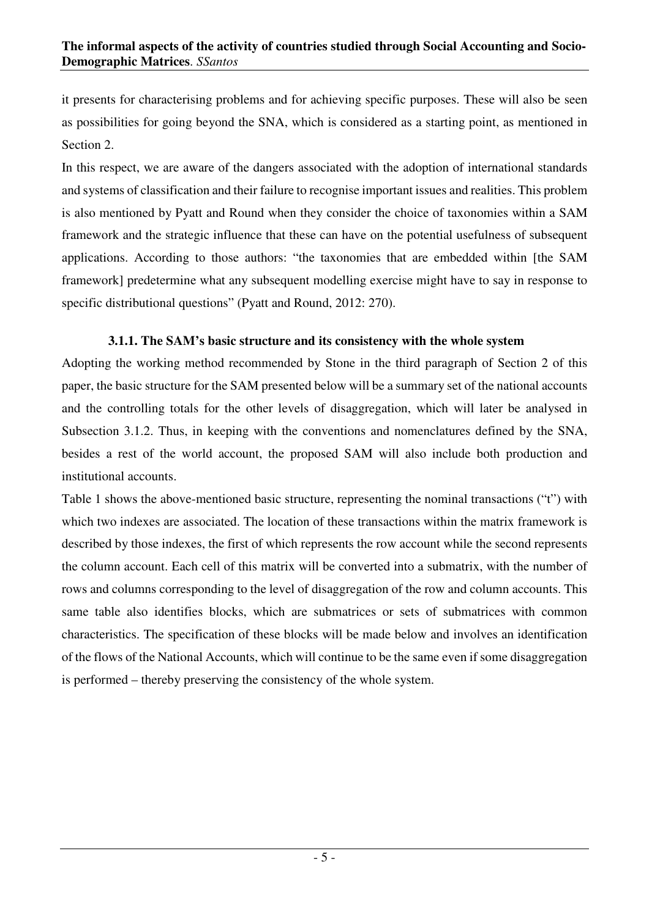it presents for characterising problems and for achieving specific purposes. These will also be seen as possibilities for going beyond the SNA, which is considered as a starting point, as mentioned in Section 2.

In this respect, we are aware of the dangers associated with the adoption of international standards and systems of classification and their failure to recognise important issues and realities. This problem is also mentioned by Pyatt and Round when they consider the choice of taxonomies within a SAM framework and the strategic influence that these can have on the potential usefulness of subsequent applications. According to those authors: "the taxonomies that are embedded within [the SAM framework] predetermine what any subsequent modelling exercise might have to say in response to specific distributional questions" (Pyatt and Round, 2012: 270).

### 3.1.1. The SAM's basic structure and its consistency with the whole system

Adopting the working method recommended by Stone in the third paragraph of Section 2 of this paper, the basic structure for the SAM presented below will be a summary set of the national accounts and the controlling totals for the other levels of disaggregation, which will later be analysed in Subsection 3.1.2. Thus, in keeping with the conventions and nomenclatures defined by the SNA, besides a rest of the world account, the proposed SAM will also include both production and institutional accounts.

Table 1 shows the above-mentioned basic structure, representing the nominal transactions ("t") with which two indexes are associated. The location of these transactions within the matrix framework is described by those indexes, the first of which represents the row account while the second represents the column account. Each cell of this matrix will be converted into a submatrix, with the number of rows and columns corresponding to the level of disaggregation of the row and column accounts. This same table also identifies blocks, which are submatrices or sets of submatrices with common characteristics. The specification of these blocks will be made below and involves an identification of the flows of the National Accounts, which will continue to be the same even if some disaggregation is performed – thereby preserving the consistency of the whole system.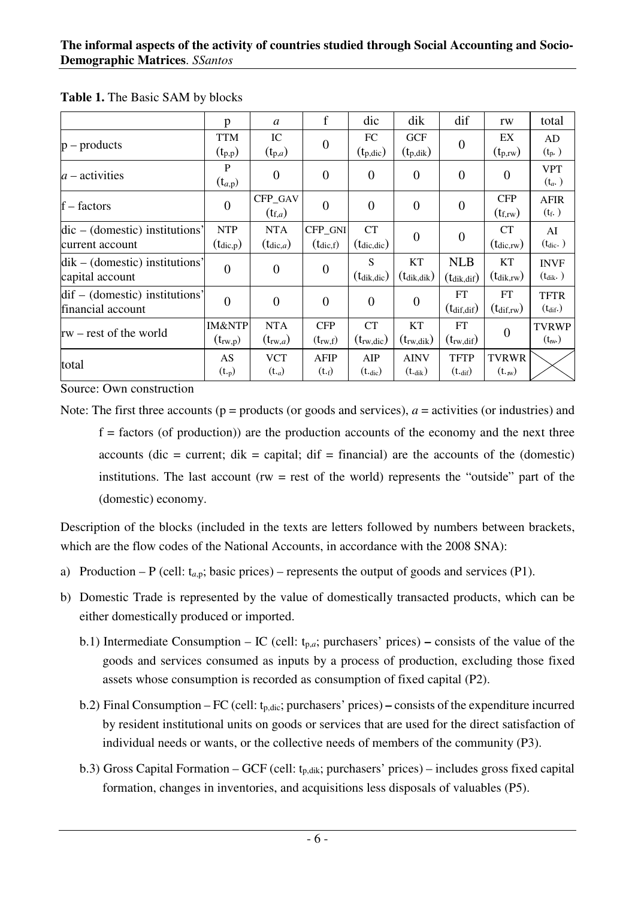**Table 1.** The Basic SAM by blocks

| | p | *a* | f | dic | dik | dif | rw | total |
|---|---|---|---|---|---|---|---|---|
| p – products | TTM ($t_{p,p}$) | IC ($t_{p,a}$) | 0 | FC ($t_{p,dic}$) | GCF ($t_{p,dik}$) | 0 | EX ($t_{p,rw}$) | AD ($t_{p\cdot}$) |
| *a* – activities | P ($t_{a,p}$) | 0 | 0 | 0 | 0 | 0 | 0 | VPT ($t_{a\cdot}$) |
| f – factors | 0 | CFP_GAV ($t_{f,a}$) | 0 | 0 | 0 | 0 | CFP ($t_{f,rw}$) | AFIR ($t_{f\cdot}$) |
| dic – (domestic) institutions' current account | NTP ($t_{dic,p}$) | NTA ($t_{dic,a}$) | CFP_GNI ($t_{dic,f}$) | CT ($t_{dic,dic}$) | 0 | 0 | CT ($t_{dic,rw}$) | AI ($t_{dic\cdot}$) |
| dik – (domestic) institutions' capital account | 0 | 0 | 0 | S ($t_{dik,dic}$) | KT ($t_{dik,dik}$) | NLB ($t_{dik,dif}$) | KT ($t_{dik,rw}$) | INVF ($t_{dik\cdot}$) |
| dif – (domestic) institutions' financial account | 0 | 0 | 0 | 0 | 0 | FT ($t_{dif,dif}$) | FT ($t_{dif,rw}$) | TFTR ($t_{dif\cdot}$) |
| rw – rest of the world | IM&NTP ($t_{rw,p}$) | NTA ($t_{rw,a}$) | CFP ($t_{rw,f}$) | CT ($t_{rw,dic}$) | KT ($t_{rw,dik}$) | FT ($t_{rw,dif}$) | 0 | TVRWP ($t_{rw\cdot}$) |
| total | AS ($t_{\cdot p}$) | VCT ($t_{\cdot a}$) | AFIP ($t_{\cdot f}$) | AIP ($t_{\cdot dic}$) | AINV ($t_{\cdot dik}$) | TFTP ($t_{\cdot dif}$) | TVRWR ($t_{\cdot rw}$) | |

Source: Own construction

Note: The first three accounts (p = products (or goods and services), *a* = activities (or industries) and f = factors (of production)) are the production accounts of the economy and the next three accounts (dic = current; dik = capital; dif = financial) are the accounts of the (domestic) institutions. The last account (rw = rest of the world) represents the "outside" part of the (domestic) economy.

Description of the blocks (included in the texts are letters followed by numbers between brackets, which are the flow codes of the National Accounts, in accordance with the 2008 SNA):

a) Production – P (cell: $t_{a,p}$; basic prices) – represents the output of goods and services (P1).

b) Domestic Trade is represented by the value of domestically transacted products, which can be either domestically produced or imported.

   b.1) Intermediate Consumption – IC (cell: $t_{p,a}$; purchasers' prices) **–** consists of the value of the goods and services consumed as inputs by a process of production, excluding those fixed assets whose consumption is recorded as consumption of fixed capital (P2).

   b.2) Final Consumption – FC (cell: $t_{p,dic}$; purchasers' prices) **–** consists of the expenditure incurred by resident institutional units on goods or services that are used for the direct satisfaction of individual needs or wants, or the collective needs of members of the community (P3).

   b.3) Gross Capital Formation – GCF (cell: $t_{p,dik}$; purchasers' prices) – includes gross fixed capital formation, changes in inventories, and acquisitions less disposals of valuables (P5).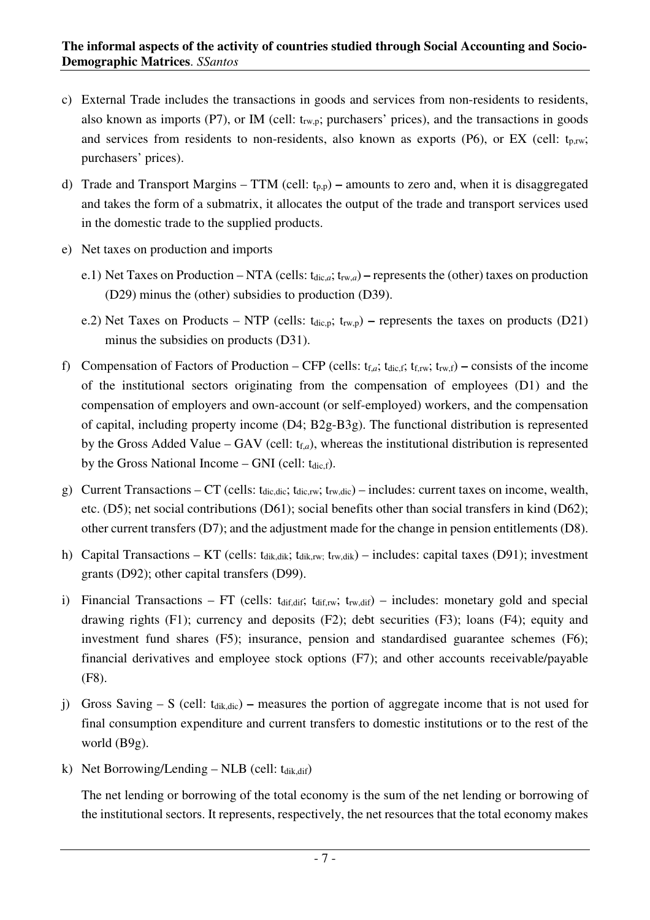c) External Trade includes the transactions in goods and services from non-residents to residents, also known as imports (P7), or IM (cell: $t_{rw,p}$; purchasers' prices), and the transactions in goods and services from residents to non-residents, also known as exports (P6), or EX (cell: $t_{p,rw}$; purchasers' prices).

d) Trade and Transport Margins – TTM (cell: $t_{p,p}$) – amounts to zero and, when it is disaggregated and takes the form of a submatrix, it allocates the output of the trade and transport services used in the domestic trade to the supplied products.

e) Net taxes on production and imports

   e.1) Net Taxes on Production – NTA (cells: $t_{dic,a}$; $t_{rw,a}$) – represents the (other) taxes on production (D29) minus the (other) subsidies to production (D39).

   e.2) Net Taxes on Products – NTP (cells: $t_{dic,p}$; $t_{rw,p}$) – represents the taxes on products (D21) minus the subsidies on products (D31).

f) Compensation of Factors of Production – CFP (cells: $t_{f,a}$; $t_{dic,f}$; $t_{f,rw}$; $t_{rw,f}$) – consists of the income of the institutional sectors originating from the compensation of employees (D1) and the compensation of employers and own-account (or self-employed) workers, and the compensation of capital, including property income (D4; B2g-B3g). The functional distribution is represented by the Gross Added Value – GAV (cell: $t_{f,a}$), whereas the institutional distribution is represented by the Gross National Income – GNI (cell: $t_{dic,f}$).

g) Current Transactions – CT (cells: $t_{dic,dic}$; $t_{dic,rw}$; $t_{rw,dic}$) – includes: current taxes on income, wealth, etc. (D5); net social contributions (D61); social benefits other than social transfers in kind (D62); other current transfers (D7); and the adjustment made for the change in pension entitlements (D8).

h) Capital Transactions – KT (cells: $t_{dik,dik}$; $t_{dik,rw}$; $t_{rw,dik}$) – includes: capital taxes (D91); investment grants (D92); other capital transfers (D99).

i) Financial Transactions – FT (cells: $t_{dif,dif}$; $t_{dif,rw}$; $t_{rw,dif}$) – includes: monetary gold and special drawing rights (F1); currency and deposits (F2); debt securities (F3); loans (F4); equity and investment fund shares (F5); insurance, pension and standardised guarantee schemes (F6); financial derivatives and employee stock options (F7); and other accounts receivable/payable (F8).

j) Gross Saving – S (cell: $t_{dik,dic}$) – measures the portion of aggregate income that is not used for final consumption expenditure and current transfers to domestic institutions or to the rest of the world (B9g).

k) Net Borrowing/Lending – NLB (cell: $t_{dik,dif}$)

   The net lending or borrowing of the total economy is the sum of the net lending or borrowing of the institutional sectors. It represents, respectively, the net resources that the total economy makes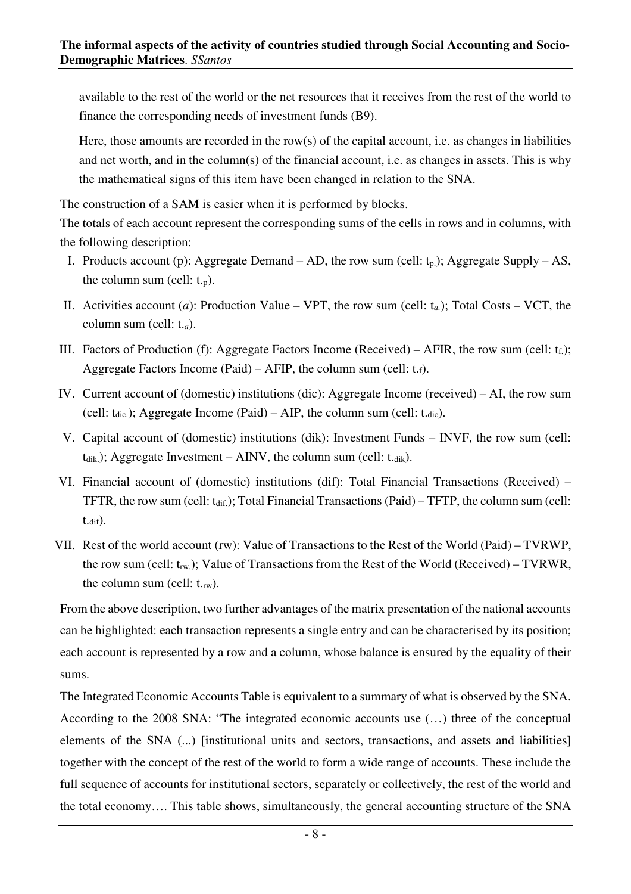available to the rest of the world or the net resources that it receives from the rest of the world to finance the corresponding needs of investment funds (B9).

Here, those amounts are recorded in the row(s) of the capital account, i.e. as changes in liabilities and net worth, and in the column(s) of the financial account, i.e. as changes in assets. This is why the mathematical signs of this item have been changed in relation to the SNA.

The construction of a SAM is easier when it is performed by blocks.

The totals of each account represent the corresponding sums of the cells in rows and in columns, with the following description:

I. Products account (p): Aggregate Demand – AD, the row sum (cell: $t_{p.}$); Aggregate Supply – AS, the column sum (cell: $t_{.p}$).

II. Activities account (*a*): Production Value – VPT, the row sum (cell: $t_{a.}$); Total Costs – VCT, the column sum (cell: $t_{.a}$).

III. Factors of Production (f): Aggregate Factors Income (Received) – AFIR, the row sum (cell: $t_{f.}$); Aggregate Factors Income (Paid) – AFIP, the column sum (cell: $t_{.f}$).

IV. Current account of (domestic) institutions (dic): Aggregate Income (received) – AI, the row sum (cell: $t_{dic.}$); Aggregate Income (Paid) – AIP, the column sum (cell: $t_{.dic}$).

V. Capital account of (domestic) institutions (dik): Investment Funds – INVF, the row sum (cell: $t_{dik.}$); Aggregate Investment – AINV, the column sum (cell: $t_{.dik}$).

VI. Financial account of (domestic) institutions (dif): Total Financial Transactions (Received) – TFTR, the row sum (cell: $t_{dif.}$); Total Financial Transactions (Paid) – TFTP, the column sum (cell: $t_{.dif}$).

VII. Rest of the world account (rw): Value of Transactions to the Rest of the World (Paid) – TVRWP, the row sum (cell: $t_{rw.}$); Value of Transactions from the Rest of the World (Received) – TVRWR, the column sum (cell: $t_{.rw}$).

From the above description, two further advantages of the matrix presentation of the national accounts can be highlighted: each transaction represents a single entry and can be characterised by its position; each account is represented by a row and a column, whose balance is ensured by the equality of their sums.

The Integrated Economic Accounts Table is equivalent to a summary of what is observed by the SNA. According to the 2008 SNA: "The integrated economic accounts use (…) three of the conceptual elements of the SNA (...) [institutional units and sectors, transactions, and assets and liabilities] together with the concept of the rest of the world to form a wide range of accounts. These include the full sequence of accounts for institutional sectors, separately or collectively, the rest of the world and the total economy…. This table shows, simultaneously, the general accounting structure of the SNA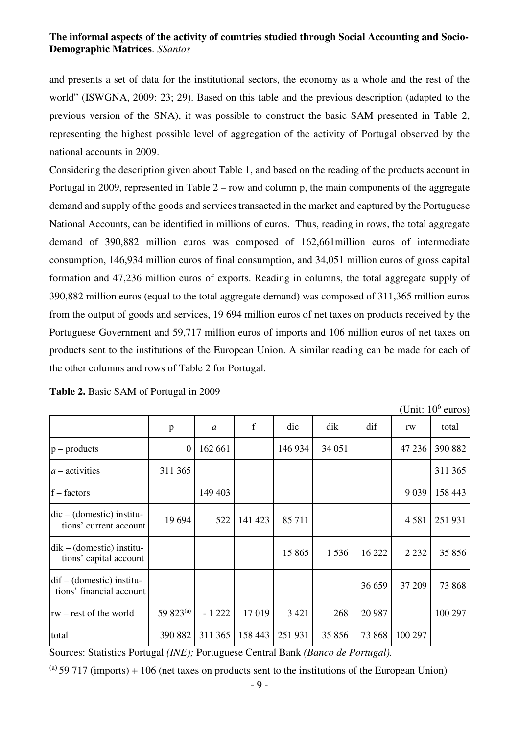and presents a set of data for the institutional sectors, the economy as a whole and the rest of the world" (ISWGNA, 2009: 23; 29). Based on this table and the previous description (adapted to the previous version of the SNA), it was possible to construct the basic SAM presented in Table 2, representing the highest possible level of aggregation of the activity of Portugal observed by the national accounts in 2009.

Considering the description given about Table 1, and based on the reading of the products account in Portugal in 2009, represented in Table 2 – row and column p, the main components of the aggregate demand and supply of the goods and services transacted in the market and captured by the Portuguese National Accounts, can be identified in millions of euros. Thus, reading in rows, the total aggregate demand of 390,882 million euros was composed of 162,661million euros of intermediate consumption, 146,934 million euros of final consumption, and 34,051 million euros of gross capital formation and 47,236 million euros of exports. Reading in columns, the total aggregate supply of 390,882 million euros (equal to the total aggregate demand) was composed of 311,365 million euros from the output of goods and services, 19 694 million euros of net taxes on products received by the Portuguese Government and 59,717 million euros of imports and 106 million euros of net taxes on products sent to the institutions of the European Union. A similar reading can be made for each of the other columns and rows of Table 2 for Portugal.

**Table 2.** Basic SAM of Portugal in 2009

(Unit: $10^6$ euros)

| | p | *a* | f | dic | dik | dif | rw | total |
|---|---|---|---|---|---|---|---|---|
| p – products | 0 | 162 661 | | 146 934 | 34 051 | | 47 236 | 390 882 |
| *a* – activities | 311 365 | | | | | | | 311 365 |
| f – factors | | 149 403 | | | | | 9 039 | 158 443 |
| dic – (domestic) institutions' current account | 19 694 | 522 | 141 423 | 85 711 | | | 4 581 | 251 931 |
| dik – (domestic) institutions' capital account | | | | 15 865 | 1 536 | 16 222 | 2 232 | 35 856 |
| dif – (domestic) institutions' financial account | | | | | | 36 659 | 37 209 | 73 868 |
| rw – rest of the world | 59 823[(a)] | - 1 222 | 17 019 | 3 421 | 268 | 20 987 | | 100 297 |
| total | 390 882 | 311 365 | 158 443 | 251 931 | 35 856 | 73 868 | 100 297 | |

Sources: Statistics Portugal *(INE);* Portuguese Central Bank *(Banco de Portugal).*

[(a)] 59 717 (imports) + 106 (net taxes on products sent to the institutions of the European Union)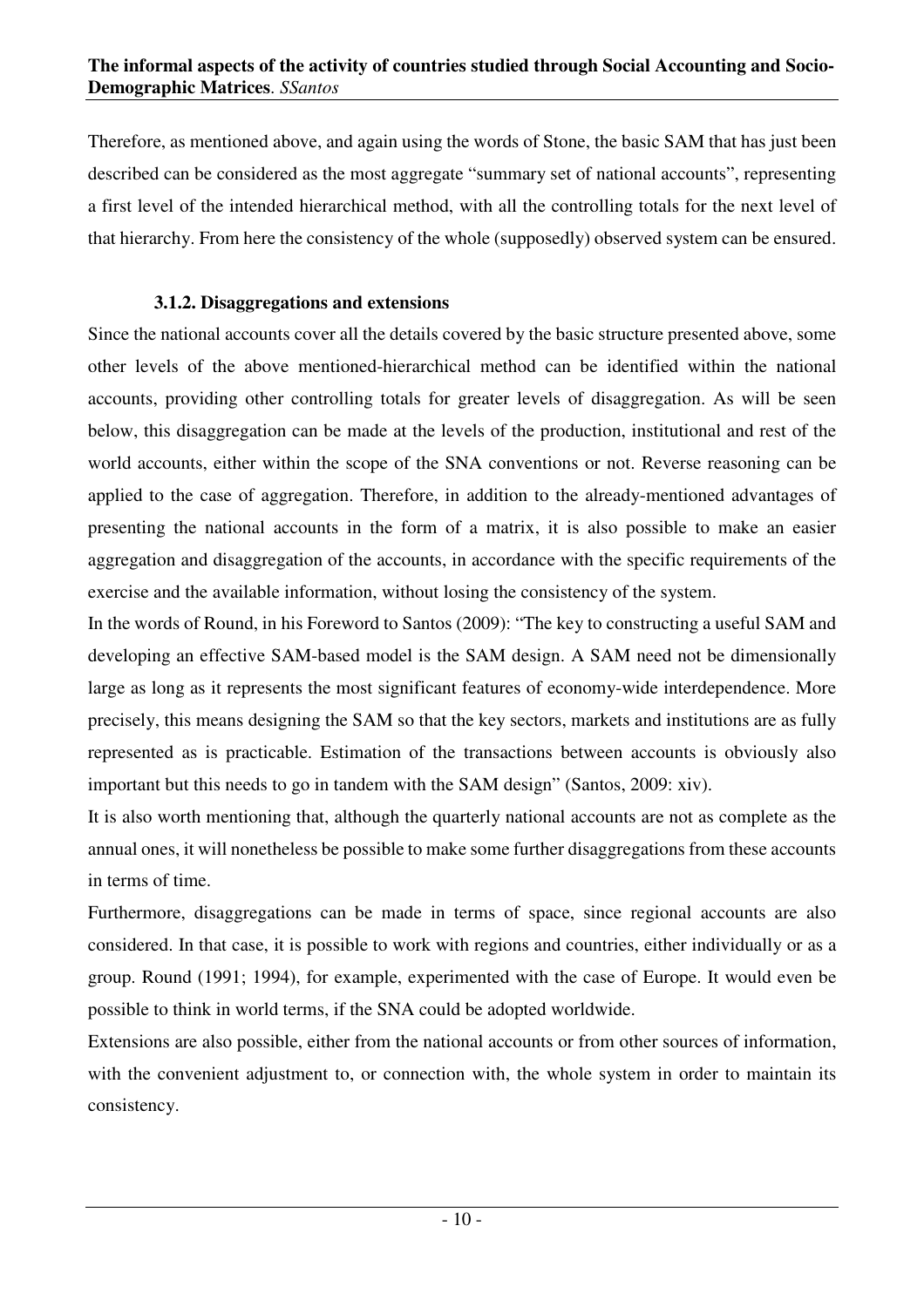Therefore, as mentioned above, and again using the words of Stone, the basic SAM that has just been described can be considered as the most aggregate "summary set of national accounts", representing a first level of the intended hierarchical method, with all the controlling totals for the next level of that hierarchy. From here the consistency of the whole (supposedly) observed system can be ensured.

### 3.1.2. Disaggregations and extensions

Since the national accounts cover all the details covered by the basic structure presented above, some other levels of the above mentioned-hierarchical method can be identified within the national accounts, providing other controlling totals for greater levels of disaggregation. As will be seen below, this disaggregation can be made at the levels of the production, institutional and rest of the world accounts, either within the scope of the SNA conventions or not. Reverse reasoning can be applied to the case of aggregation. Therefore, in addition to the already-mentioned advantages of presenting the national accounts in the form of a matrix, it is also possible to make an easier aggregation and disaggregation of the accounts, in accordance with the specific requirements of the exercise and the available information, without losing the consistency of the system.

In the words of Round, in his Foreword to Santos (2009): "The key to constructing a useful SAM and developing an effective SAM-based model is the SAM design. A SAM need not be dimensionally large as long as it represents the most significant features of economy-wide interdependence. More precisely, this means designing the SAM so that the key sectors, markets and institutions are as fully represented as is practicable. Estimation of the transactions between accounts is obviously also important but this needs to go in tandem with the SAM design" (Santos, 2009: xiv).

It is also worth mentioning that, although the quarterly national accounts are not as complete as the annual ones, it will nonetheless be possible to make some further disaggregations from these accounts in terms of time.

Furthermore, disaggregations can be made in terms of space, since regional accounts are also considered. In that case, it is possible to work with regions and countries, either individually or as a group. Round (1991; 1994), for example, experimented with the case of Europe. It would even be possible to think in world terms, if the SNA could be adopted worldwide.

Extensions are also possible, either from the national accounts or from other sources of information, with the convenient adjustment to, or connection with, the whole system in order to maintain its consistency.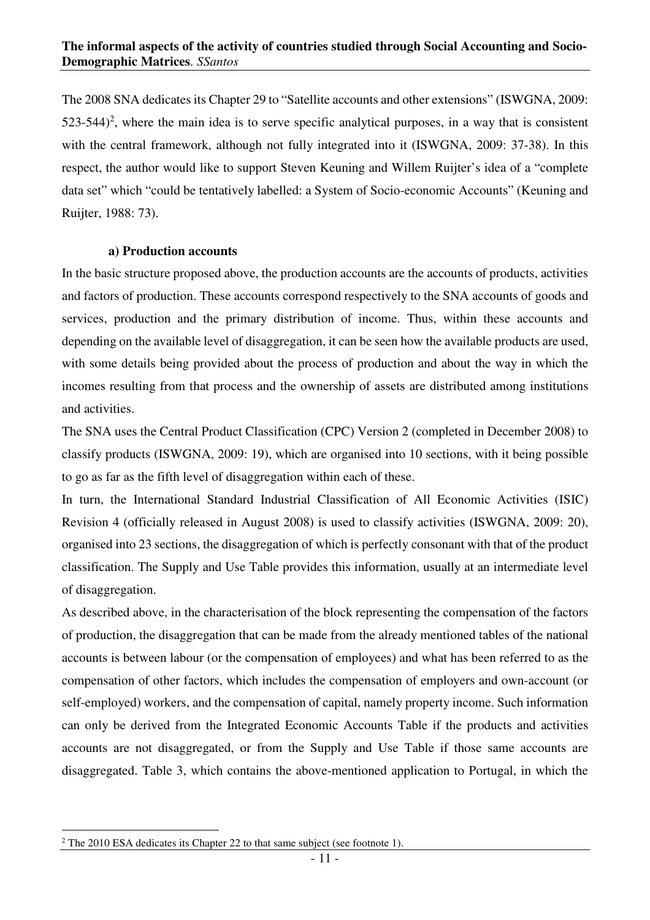The 2008 SNA dedicates its Chapter 29 to "Satellite accounts and other extensions" (ISWGNA, 2009: 523-544)[2], where the main idea is to serve specific analytical purposes, in a way that is consistent with the central framework, although not fully integrated into it (ISWGNA, 2009: 37-38). In this respect, the author would like to support Steven Keuning and Willem Ruijter's idea of a "complete data set" which "could be tentatively labelled: a System of Socio-economic Accounts" (Keuning and Ruijter, 1988: 73).

### a) Production accounts

In the basic structure proposed above, the production accounts are the accounts of products, activities and factors of production. These accounts correspond respectively to the SNA accounts of goods and services, production and the primary distribution of income. Thus, within these accounts and depending on the available level of disaggregation, it can be seen how the available products are used, with some details being provided about the process of production and about the way in which the incomes resulting from that process and the ownership of assets are distributed among institutions and activities.

The SNA uses the Central Product Classification (CPC) Version 2 (completed in December 2008) to classify products (ISWGNA, 2009: 19), which are organised into 10 sections, with it being possible to go as far as the fifth level of disaggregation within each of these.

In turn, the International Standard Industrial Classification of All Economic Activities (ISIC) Revision 4 (officially released in August 2008) is used to classify activities (ISWGNA, 2009: 20), organised into 23 sections, the disaggregation of which is perfectly consonant with that of the product classification. The Supply and Use Table provides this information, usually at an intermediate level of disaggregation.

As described above, in the characterisation of the block representing the compensation of the factors of production, the disaggregation that can be made from the already mentioned tables of the national accounts is between labour (or the compensation of employees) and what has been referred to as the compensation of other factors, which includes the compensation of employers and own-account (or self-employed) workers, and the compensation of capital, namely property income. Such information can only be derived from the Integrated Economic Accounts Table if the products and activities accounts are not disaggregated, or from the Supply and Use Table if those same accounts are disaggregated. Table 3, which contains the above-mentioned application to Portugal, in which the

---

[2] The 2010 ESA dedicates its Chapter 22 to that same subject (see footnote 1).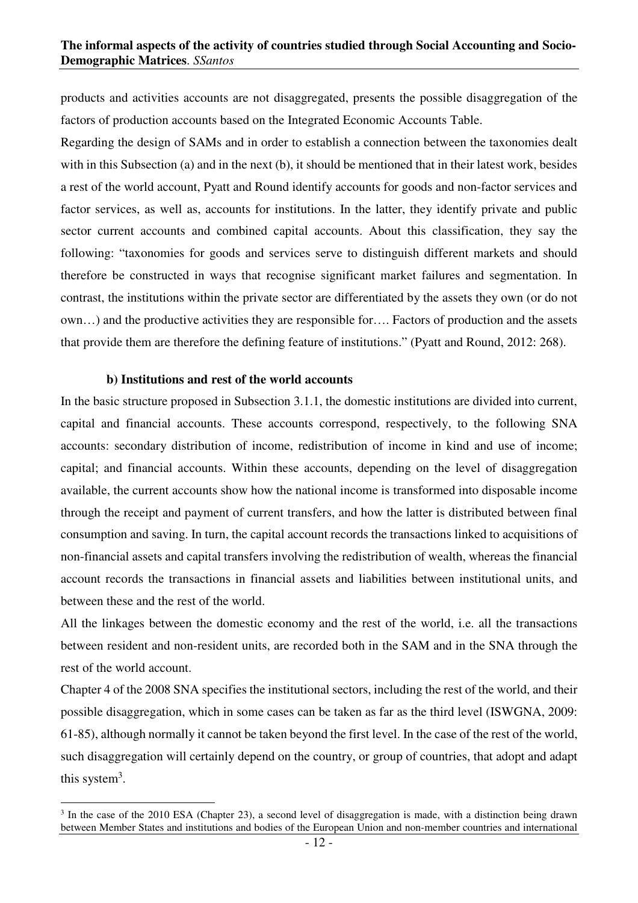products and activities accounts are not disaggregated, presents the possible disaggregation of the factors of production accounts based on the Integrated Economic Accounts Table.

Regarding the design of SAMs and in order to establish a connection between the taxonomies dealt with in this Subsection (a) and in the next (b), it should be mentioned that in their latest work, besides a rest of the world account, Pyatt and Round identify accounts for goods and non-factor services and factor services, as well as, accounts for institutions. In the latter, they identify private and public sector current accounts and combined capital accounts. About this classification, they say the following: "taxonomies for goods and services serve to distinguish different markets and should therefore be constructed in ways that recognise significant market failures and segmentation. In contrast, the institutions within the private sector are differentiated by the assets they own (or do not own…) and the productive activities they are responsible for…. Factors of production and the assets that provide them are therefore the defining feature of institutions." (Pyatt and Round, 2012: 268).

**b) Institutions and rest of the world accounts**

In the basic structure proposed in Subsection 3.1.1, the domestic institutions are divided into current, capital and financial accounts. These accounts correspond, respectively, to the following SNA accounts: secondary distribution of income, redistribution of income in kind and use of income; capital; and financial accounts. Within these accounts, depending on the level of disaggregation available, the current accounts show how the national income is transformed into disposable income through the receipt and payment of current transfers, and how the latter is distributed between final consumption and saving. In turn, the capital account records the transactions linked to acquisitions of non-financial assets and capital transfers involving the redistribution of wealth, whereas the financial account records the transactions in financial assets and liabilities between institutional units, and between these and the rest of the world.

All the linkages between the domestic economy and the rest of the world, i.e. all the transactions between resident and non-resident units, are recorded both in the SAM and in the SNA through the rest of the world account.

Chapter 4 of the 2008 SNA specifies the institutional sectors, including the rest of the world, and their possible disaggregation, which in some cases can be taken as far as the third level (ISWGNA, 2009: 61-85), although normally it cannot be taken beyond the first level. In the case of the rest of the world, such disaggregation will certainly depend on the country, or group of countries, that adopt and adapt this system[3].

[3] In the case of the 2010 ESA (Chapter 23), a second level of disaggregation is made, with a distinction being drawn between Member States and institutions and bodies of the European Union and non-member countries and international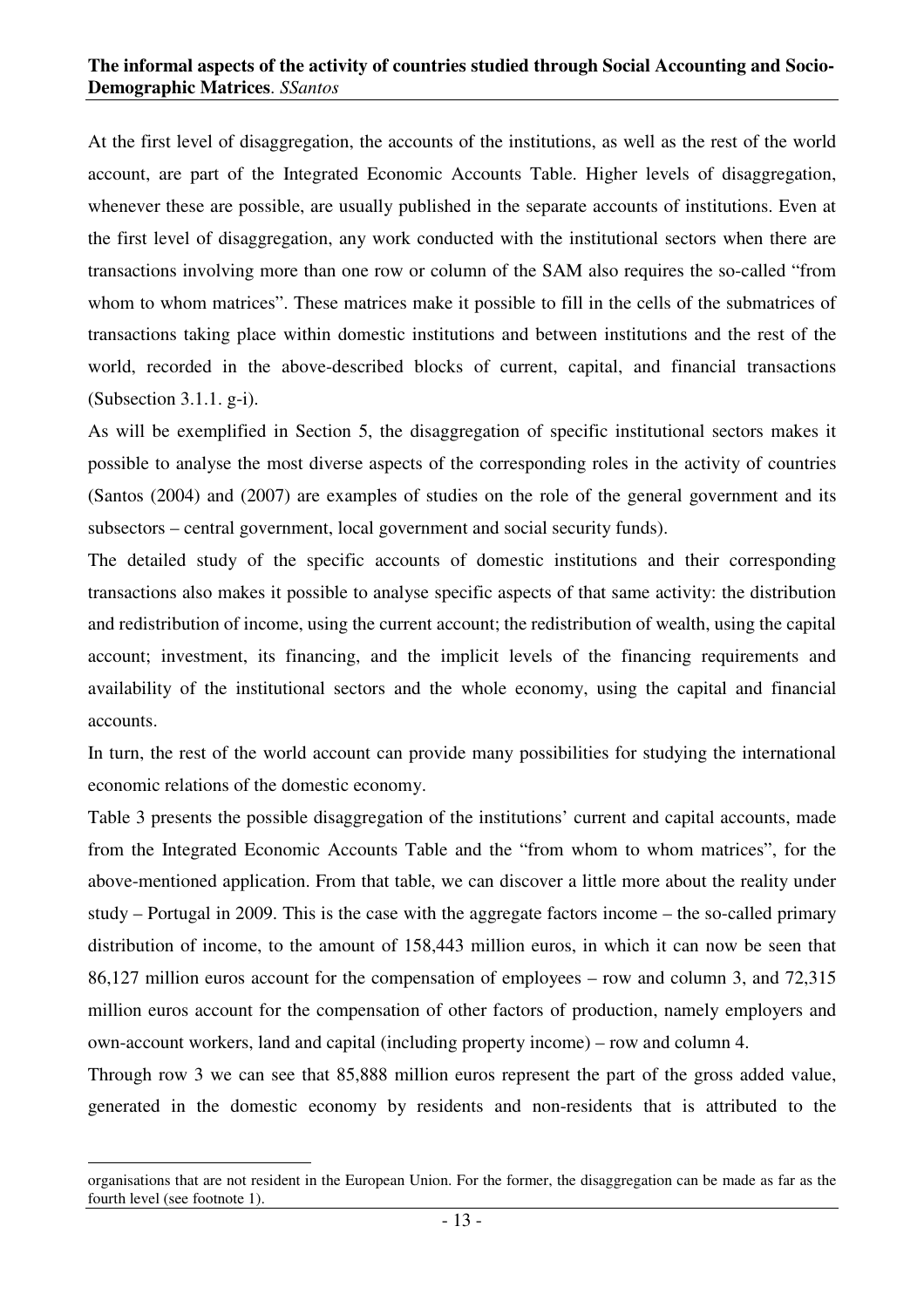At the first level of disaggregation, the accounts of the institutions, as well as the rest of the world account, are part of the Integrated Economic Accounts Table. Higher levels of disaggregation, whenever these are possible, are usually published in the separate accounts of institutions. Even at the first level of disaggregation, any work conducted with the institutional sectors when there are transactions involving more than one row or column of the SAM also requires the so-called "from whom to whom matrices". These matrices make it possible to fill in the cells of the submatrices of transactions taking place within domestic institutions and between institutions and the rest of the world, recorded in the above-described blocks of current, capital, and financial transactions (Subsection 3.1.1. g-i).

As will be exemplified in Section 5, the disaggregation of specific institutional sectors makes it possible to analyse the most diverse aspects of the corresponding roles in the activity of countries (Santos (2004) and (2007) are examples of studies on the role of the general government and its subsectors – central government, local government and social security funds).

The detailed study of the specific accounts of domestic institutions and their corresponding transactions also makes it possible to analyse specific aspects of that same activity: the distribution and redistribution of income, using the current account; the redistribution of wealth, using the capital account; investment, its financing, and the implicit levels of the financing requirements and availability of the institutional sectors and the whole economy, using the capital and financial accounts.

In turn, the rest of the world account can provide many possibilities for studying the international economic relations of the domestic economy.

Table 3 presents the possible disaggregation of the institutions' current and capital accounts, made from the Integrated Economic Accounts Table and the "from whom to whom matrices", for the above-mentioned application. From that table, we can discover a little more about the reality under study – Portugal in 2009. This is the case with the aggregate factors income – the so-called primary distribution of income, to the amount of 158,443 million euros, in which it can now be seen that 86,127 million euros account for the compensation of employees – row and column 3, and 72,315 million euros account for the compensation of other factors of production, namely employers and own-account workers, land and capital (including property income) – row and column 4.

Through row 3 we can see that 85,888 million euros represent the part of the gross added value, generated in the domestic economy by residents and non-residents that is attributed to the

organisations that are not resident in the European Union. For the former, the disaggregation can be made as far as the fourth level (see footnote 1).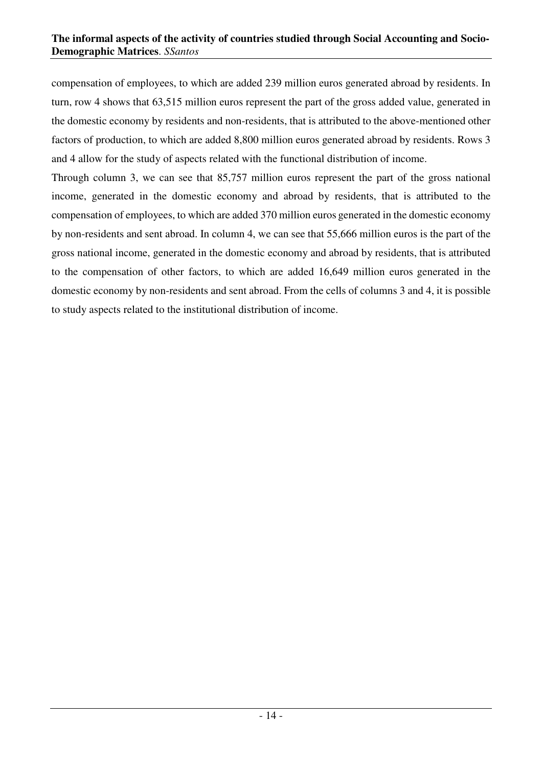compensation of employees, to which are added 239 million euros generated abroad by residents. In turn, row 4 shows that 63,515 million euros represent the part of the gross added value, generated in the domestic economy by residents and non-residents, that is attributed to the above-mentioned other factors of production, to which are added 8,800 million euros generated abroad by residents. Rows 3 and 4 allow for the study of aspects related with the functional distribution of income.

Through column 3, we can see that 85,757 million euros represent the part of the gross national income, generated in the domestic economy and abroad by residents, that is attributed to the compensation of employees, to which are added 370 million euros generated in the domestic economy by non-residents and sent abroad. In column 4, we can see that 55,666 million euros is the part of the gross national income, generated in the domestic economy and abroad by residents, that is attributed to the compensation of other factors, to which are added 16,649 million euros generated in the domestic economy by non-residents and sent abroad. From the cells of columns 3 and 4, it is possible to study aspects related to the institutional distribution of income.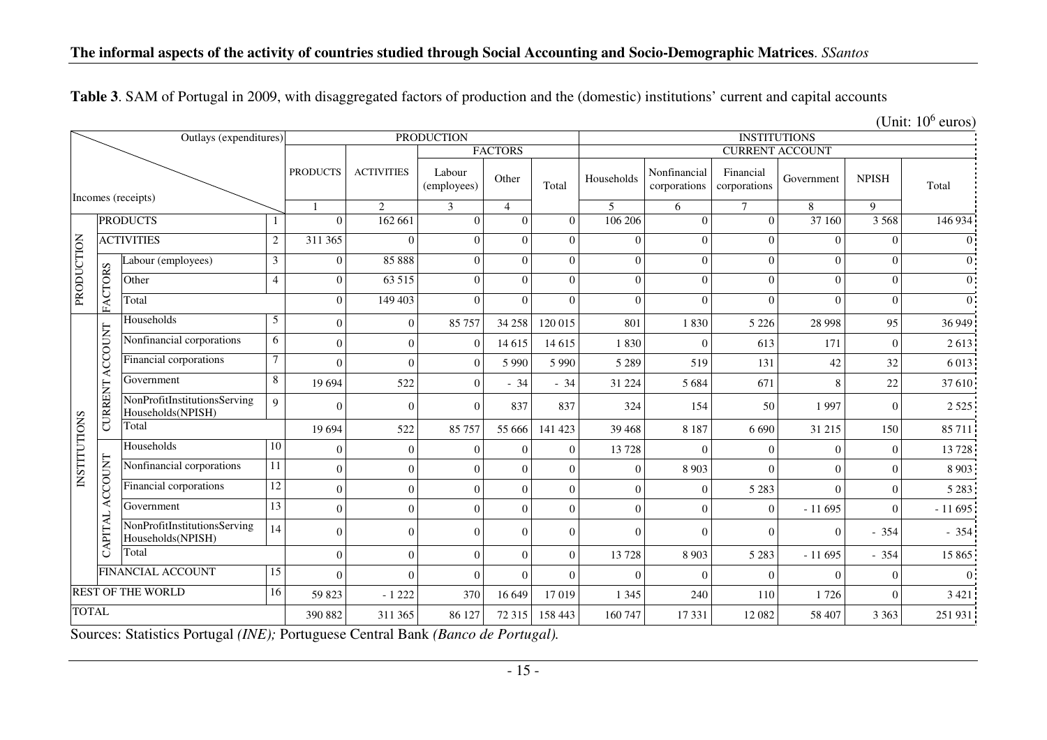**Table 3**. SAM of Portugal in 2009, with disaggregated factors of production and the (domestic) institutions' current and capital accounts

(Unit: $10^6$ euros)

| Incomes (receipts) \ Outlays (expenditures) | | | | PRODUCTION | | | | | INSTITUTIONS | | | | | |
|---|---|---|---|---|---|---|---|---|---|---|---|---|---|---|
| | | | | | | FACTORS | | | CURRENT ACCOUNT | | | | | |
| | | | | PRODUCTS | ACTIVITIES | Labour (employees) | Other | Total | Households | Nonfinancial corporations | Financial corporations | Government | NPISH | Total |
| | | | | 1 | 2 | 3 | 4 | | 5 | 6 | 7 | 8 | 9 | |
| PRODUCTION | PRODUCTS | | 1 | 0 | 162 661 | 0 | 0 | 0 | 106 206 | 0 | 0 | 37 160 | 3 568 | 146 934 |
| | ACTIVITIES | | 2 | 311 365 | 0 | 0 | 0 | 0 | 0 | 0 | 0 | 0 | 0 | 0 |
| | FACTORS | Labour (employees) | 3 | 0 | 85 888 | 0 | 0 | 0 | 0 | 0 | 0 | 0 | 0 | 0 |
| | | Other | 4 | 0 | 63 515 | 0 | 0 | 0 | 0 | 0 | 0 | 0 | 0 | 0 |
| | | Total | | 0 | 149 403 | 0 | 0 | 0 | 0 | 0 | 0 | 0 | 0 | 0 |
| INSTITUTIONS | CURRENT ACCOUNT | Households | 5 | 0 | 0 | 85 757 | 34 258 | 120 015 | 801 | 1 830 | 5 226 | 28 998 | 95 | 36 949 |
| | | Nonfinancial corporations | 6 | 0 | 0 | 0 | 14 615 | 14 615 | 1 830 | 0 | 613 | 171 | 0 | 2 613 |
| | | Financial corporations | 7 | 0 | 0 | 0 | 5 990 | 5 990 | 5 289 | 519 | 131 | 42 | 32 | 6 013 |
| | | Government | 8 | 19 694 | 522 | 0 | - 34 | - 34 | 31 224 | 5 684 | 671 | 8 | 22 | 37 610 |
| | | NonProfitInstitutionsServing Households(NPISH) | 9 | 0 | 0 | 0 | 837 | 837 | 324 | 154 | 50 | 1 997 | 0 | 2 525 |
| | | Total | | 19 694 | 522 | 85 757 | 55 666 | 141 423 | 39 468 | 8 187 | 6 690 | 31 215 | 150 | 85 711 |
| | CAPITAL ACCOUNT | Households | 10 | 0 | 0 | 0 | 0 | 0 | 13 728 | 0 | 0 | 0 | 0 | 13 728 |
| | | Nonfinancial corporations | 11 | 0 | 0 | 0 | 0 | 0 | 0 | 8 903 | 0 | 0 | 0 | 8 903 |
| | | Financial corporations | 12 | 0 | 0 | 0 | 0 | 0 | 0 | 0 | 5 283 | 0 | 0 | 5 283 |
| | | Government | 13 | 0 | 0 | 0 | 0 | 0 | 0 | 0 | 0 | - 11 695 | 0 | - 11 695 |
| | | NonProfitInstitutionsServing Households(NPISH) | 14 | 0 | 0 | 0 | 0 | 0 | 0 | 0 | 0 | 0 | - 354 | - 354 |
| | | Total | | 0 | 0 | 0 | 0 | 0 | 13 728 | 8 903 | 5 283 | - 11 695 | - 354 | 15 865 |
| | FINANCIAL ACCOUNT | | 15 | 0 | 0 | 0 | 0 | 0 | 0 | 0 | 0 | 0 | 0 | 0 |
| REST OF THE WORLD | | | 16 | 59 823 | - 1 222 | 370 | 16 649 | 17 019 | 1 345 | 240 | 110 | 1 726 | 0 | 3 421 |
| TOTAL | | | | 390 882 | 311 365 | 86 127 | 72 315 | 158 443 | 160 747 | 17 331 | 12 082 | 58 407 | 3 363 | 251 931 |

Sources: Statistics Portugal *(INE);* Portuguese Central Bank *(Banco de Portugal).*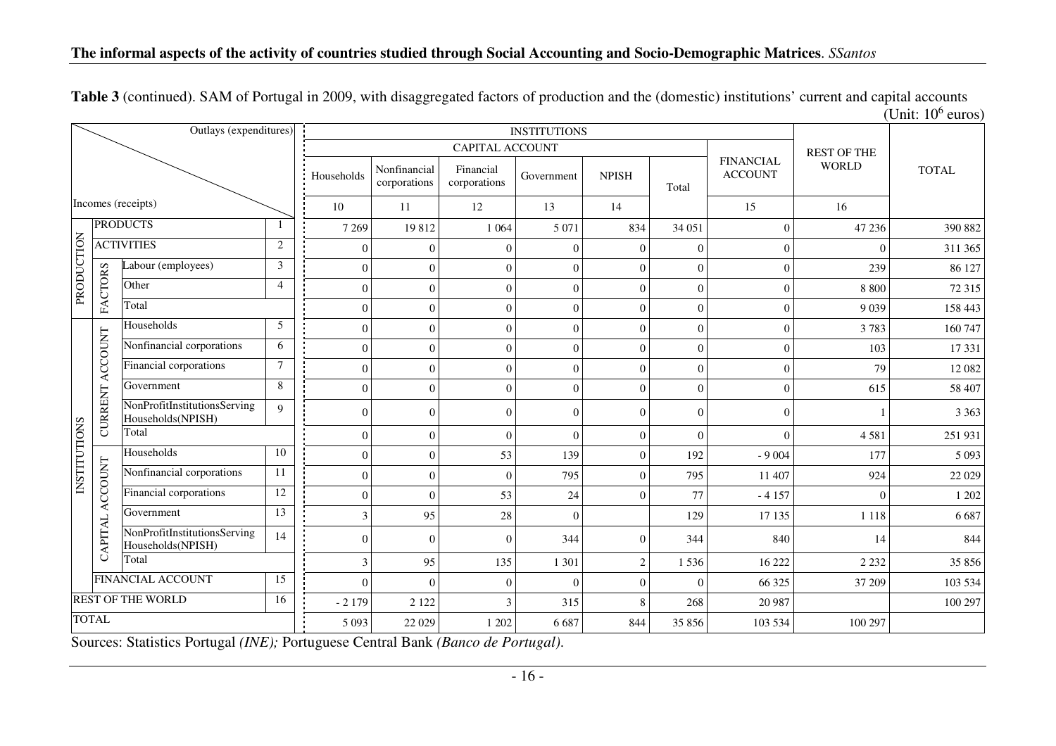**Table 3** (continued). SAM of Portugal in 2009, with disaggregated factors of production and the (domestic) institutions' current and capital accounts

(Unit: $10^6$ euros)

| Incomes (receipts) \ Outlays (expenditures) | | | | INSTITUTIONS | | | | | | | REST OF THE WORLD | TOTAL |
|---|---|---|---|---|---|---|---|---|---|---|---|---|
| | | | | CAPITAL ACCOUNT | | | | | | FINANCIAL ACCOUNT | | |
| | | | | Households | Nonfinancial corporations | Financial corporations | Government | NPISH | Total | | | |
| | | | | 10 | 11 | 12 | 13 | 14 | | 15 | 16 | |
| PRODUCTION | PRODUCTS | | 1 | 7 269 | 19 812 | 1 064 | 5 071 | 834 | 34 051 | 0 | 47 236 | 390 882 |
| | ACTIVITIES | | 2 | 0 | 0 | 0 | 0 | 0 | 0 | 0 | 0 | 311 365 |
| | FACTORS | Labour (employees) | 3 | 0 | 0 | 0 | 0 | 0 | 0 | 0 | 239 | 86 127 |
| | | Other | 4 | 0 | 0 | 0 | 0 | 0 | 0 | 0 | 8 800 | 72 315 |
| | | Total | | 0 | 0 | 0 | 0 | 0 | 0 | 0 | 9 039 | 158 443 |
| INSTITUTIONS | CURRENT ACCOUNT | Households | 5 | 0 | 0 | 0 | 0 | 0 | 0 | 0 | 3 783 | 160 747 |
| | | Nonfinancial corporations | 6 | 0 | 0 | 0 | 0 | 0 | 0 | 0 | 103 | 17 331 |
| | | Financial corporations | 7 | 0 | 0 | 0 | 0 | 0 | 0 | 0 | 79 | 12 082 |
| | | Government | 8 | 0 | 0 | 0 | 0 | 0 | 0 | 0 | 615 | 58 407 |
| | | NonProfitInstitutionsServing Households(NPISH) | 9 | 0 | 0 | 0 | 0 | 0 | 0 | 0 | 1 | 3 363 |
| | | Total | | 0 | 0 | 0 | 0 | 0 | 0 | 0 | 4 581 | 251 931 |
| | CAPITAL ACCOUNT | Households | 10 | 0 | 0 | 53 | 139 | 0 | 192 | - 9 004 | 177 | 5 093 |
| | | Nonfinancial corporations | 11 | 0 | 0 | 0 | 795 | 0 | 795 | 11 407 | 924 | 22 029 |
| | | Financial corporations | 12 | 0 | 0 | 53 | 24 | 0 | 77 | - 4 157 | 0 | 1 202 |
| | | Government | 13 | 3 | 95 | 28 | 0 | | 129 | 17 135 | 1 118 | 6 687 |
| | | NonProfitInstitutionsServing Households(NPISH) | 14 | 0 | 0 | 0 | 344 | 0 | 344 | 840 | 14 | 844 |
| | | Total | | 3 | 95 | 135 | 1 301 | 2 | 1 536 | 16 222 | 2 232 | 35 856 |
| | FINANCIAL ACCOUNT | | 15 | 0 | 0 | 0 | 0 | 0 | 0 | 66 325 | 37 209 | 103 534 |
| REST OF THE WORLD | | | 16 | - 2 179 | 2 122 | 3 | 315 | 8 | 268 | 20 987 | | 100 297 |
| TOTAL | | | | 5 093 | 22 029 | 1 202 | 6 687 | 844 | 35 856 | 103 534 | 100 297 | |

Sources: Statistics Portugal *(INE);* Portuguese Central Bank *(Banco de Portugal).*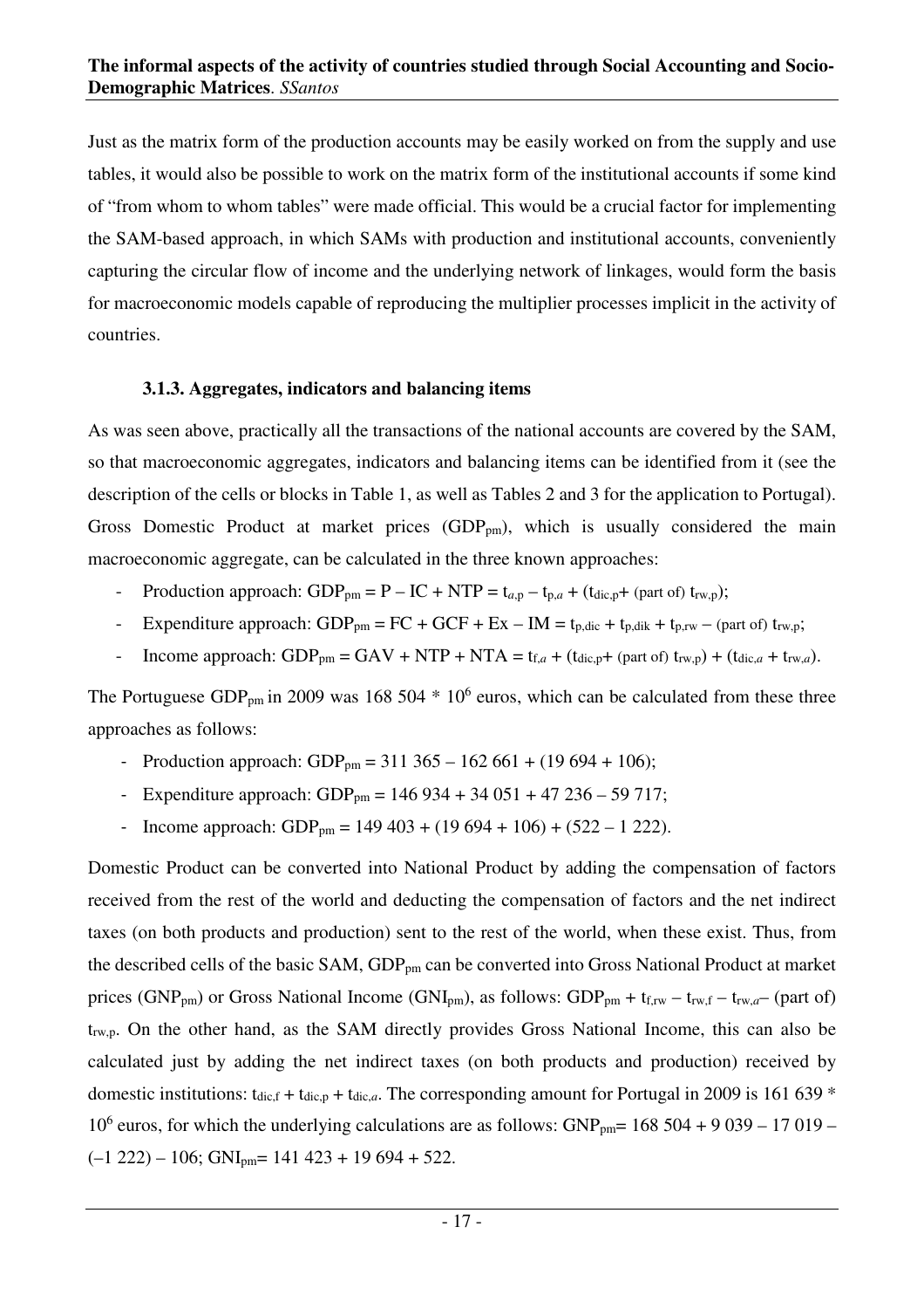Just as the matrix form of the production accounts may be easily worked on from the supply and use tables, it would also be possible to work on the matrix form of the institutional accounts if some kind of "from whom to whom tables" were made official. This would be a crucial factor for implementing the SAM-based approach, in which SAMs with production and institutional accounts, conveniently capturing the circular flow of income and the underlying network of linkages, would form the basis for macroeconomic models capable of reproducing the multiplier processes implicit in the activity of countries.

### 3.1.3. Aggregates, indicators and balancing items

As was seen above, practically all the transactions of the national accounts are covered by the SAM, so that macroeconomic aggregates, indicators and balancing items can be identified from it (see the description of the cells or blocks in Table 1, as well as Tables 2 and 3 for the application to Portugal). Gross Domestic Product at market prices ($GDP_{pm}$), which is usually considered the main macroeconomic aggregate, can be calculated in the three known approaches:

- Production approach: $GDP_{pm} = P - IC + NTP = t_{a,p} - t_{p,a} + (t_{dic,p} + \text{(part of) } t_{rw,p})$;
- Expenditure approach: $GDP_{pm} = FC + GCF + Ex - IM = t_{p,dic} + t_{p,dik} + t_{p,rw} - \text{(part of) } t_{rw,p}$;
- Income approach: $GDP_{pm} = GAV + NTP + NTA = t_{f,a} + (t_{dic,p} + \text{(part of) } t_{rw,p}) + (t_{dic,a} + t_{rw,a})$.

The Portuguese $GDP_{pm}$ in 2009 was 168 504 * $10^6$ euros, which can be calculated from these three approaches as follows:

- Production approach: $GDP_{pm}$ = 311 365 – 162 661 + (19 694 + 106);
- Expenditure approach: $GDP_{pm}$ = 146 934 + 34 051 + 47 236 – 59 717;
- Income approach: $GDP_{pm}$ = 149 403 + (19 694 + 106) + (522 – 1 222).

Domestic Product can be converted into National Product by adding the compensation of factors received from the rest of the world and deducting the compensation of factors and the net indirect taxes (on both products and production) sent to the rest of the world, when these exist. Thus, from the described cells of the basic SAM, $GDP_{pm}$ can be converted into Gross National Product at market prices ($GNP_{pm}$) or Gross National Income ($GNI_{pm}$), as follows: $GDP_{pm} + t_{f,rw} - t_{rw,f} - t_{rw,a} - \text{(part of) } t_{rw,p}$. On the other hand, as the SAM directly provides Gross National Income, this can also be calculated just by adding the net indirect taxes (on both products and production) received by domestic institutions: $t_{dic,f} + t_{dic,p} + t_{dic,a}$. The corresponding amount for Portugal in 2009 is 161 639 * $10^6$ euros, for which the underlying calculations are as follows: $GNP_{pm}$= 168 504 + 9 039 – 17 019 – (–1 222) – 106; $GNI_{pm}$= 141 423 + 19 694 + 522.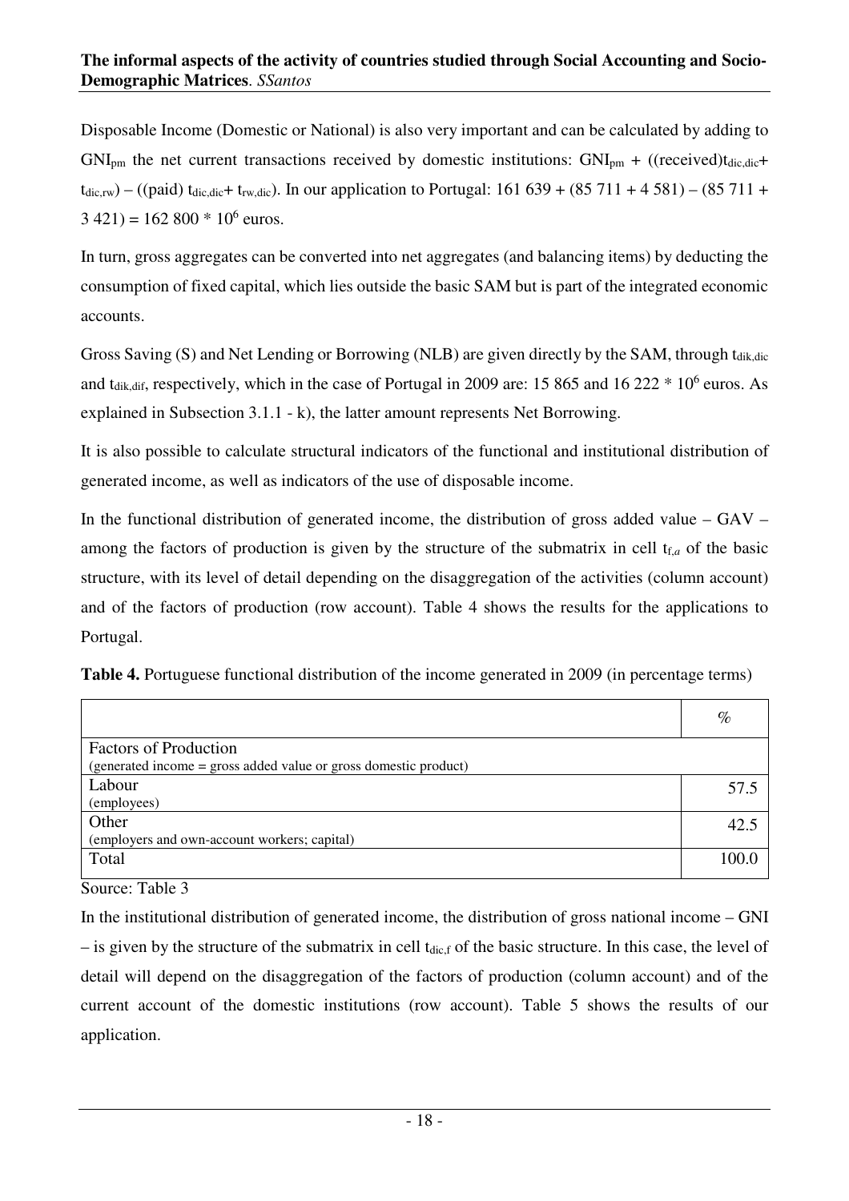Disposable Income (Domestic or National) is also very important and can be calculated by adding to $GNI_{pm}$ the net current transactions received by domestic institutions: $GNI_{pm}$ + ((received)$t_{dic,dic}$+ $t_{dic,rw}$) – ((paid) $t_{dic,dic}$+ $t_{rw,dic}$). In our application to Portugal: 161 639 + (85 711 + 4 581) – (85 711 + 3 421) = 162 800 * $10^6$ euros.

In turn, gross aggregates can be converted into net aggregates (and balancing items) by deducting the consumption of fixed capital, which lies outside the basic SAM but is part of the integrated economic accounts.

Gross Saving (S) and Net Lending or Borrowing (NLB) are given directly by the SAM, through $t_{dik,dic}$ and $t_{dik,dif}$, respectively, which in the case of Portugal in 2009 are: 15 865 and 16 222 * $10^6$ euros. As explained in Subsection 3.1.1 - k), the latter amount represents Net Borrowing.

It is also possible to calculate structural indicators of the functional and institutional distribution of generated income, as well as indicators of the use of disposable income.

In the functional distribution of generated income, the distribution of gross added value – GAV – among the factors of production is given by the structure of the submatrix in cell $t_{f,a}$ of the basic structure, with its level of detail depending on the disaggregation of the activities (column account) and of the factors of production (row account). Table 4 shows the results for the applications to Portugal.

**Table 4.** Portuguese functional distribution of the income generated in 2009 (in percentage terms)

| | % |
|---|---|
| Factors of Production<br>(generated income = gross added value or gross domestic product) | |
| Labour<br>(employees) | 57.5 |
| Other<br>(employers and own-account workers; capital) | 42.5 |
| Total | 100.0 |

Source: Table 3

In the institutional distribution of generated income, the distribution of gross national income – GNI – is given by the structure of the submatrix in cell $t_{dic,f}$ of the basic structure. In this case, the level of detail will depend on the disaggregation of the factors of production (column account) and of the current account of the domestic institutions (row account). Table 5 shows the results of our application.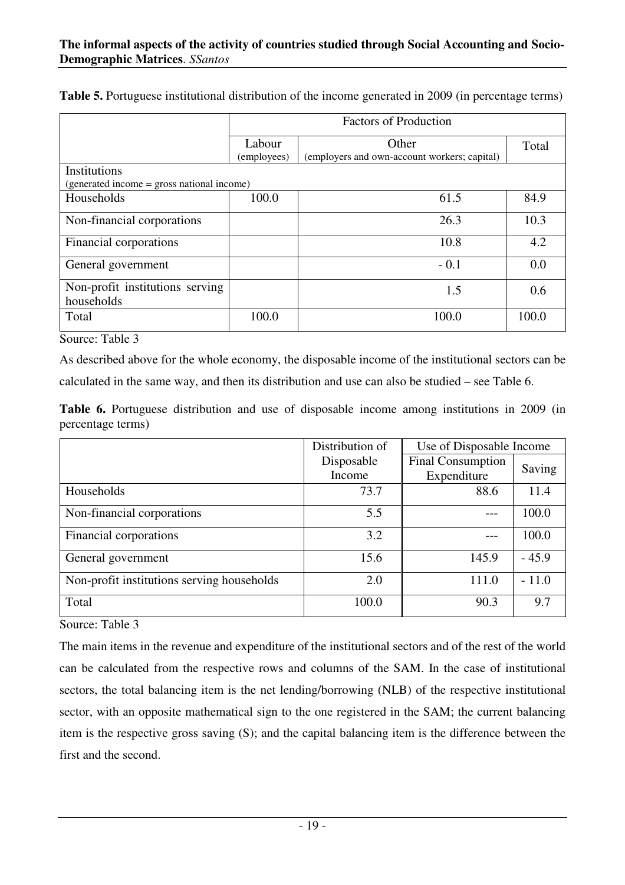**Table 5.** Portuguese institutional distribution of the income generated in 2009 (in percentage terms)

| | Factors of Production | | |
|---|---|---|---|
| | Labour (employees) | Other (employers and own-account workers; capital) | Total |
| Institutions (generated income = gross national income) | | | |
| Households | 100.0 | 61.5 | 84.9 |
| Non-financial corporations | | 26.3 | 10.3 |
| Financial corporations | | 10.8 | 4.2 |
| General government | | - 0.1 | 0.0 |
| Non-profit institutions serving households | | 1.5 | 0.6 |
| Total | 100.0 | 100.0 | 100.0 |

Source: Table 3

As described above for the whole economy, the disposable income of the institutional sectors can be calculated in the same way, and then its distribution and use can also be studied – see Table 6.

**Table 6.** Portuguese distribution and use of disposable income among institutions in 2009 (in percentage terms)

| | Distribution of Disposable Income | Use of Disposable Income | |
|---|---|---|---|
| | | Final Consumption Expenditure | Saving |
| Households | 73.7 | 88.6 | 11.4 |
| Non-financial corporations | 5.5 | --- | 100.0 |
| Financial corporations | 3.2 | --- | 100.0 |
| General government | 15.6 | 145.9 | - 45.9 |
| Non-profit institutions serving households | 2.0 | 111.0 | - 11.0 |
| Total | 100.0 | 90.3 | 9.7 |

Source: Table 3

The main items in the revenue and expenditure of the institutional sectors and of the rest of the world can be calculated from the respective rows and columns of the SAM. In the case of institutional sectors, the total balancing item is the net lending/borrowing (NLB) of the respective institutional sector, with an opposite mathematical sign to the one registered in the SAM; the current balancing item is the respective gross saving (S); and the capital balancing item is the difference between the first and the second.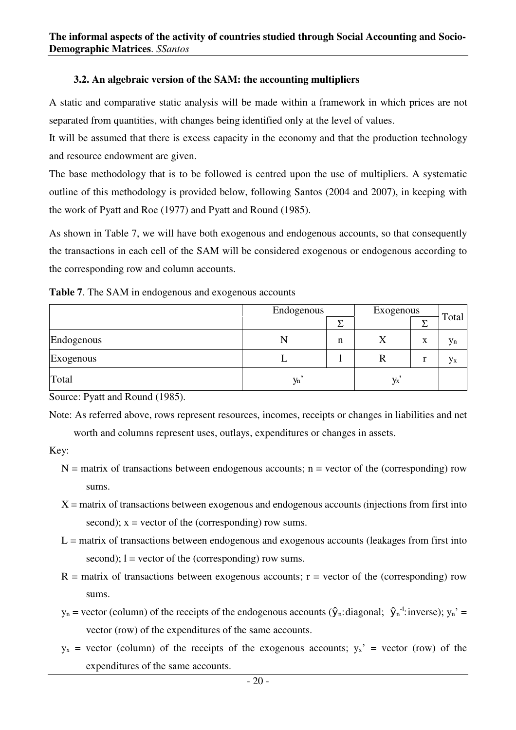### 3.2. An algebraic version of the SAM: the accounting multipliers

A static and comparative static analysis will be made within a framework in which prices are not separated from quantities, with changes being identified only at the level of values.

It will be assumed that there is excess capacity in the economy and that the production technology and resource endowment are given.

The base methodology that is to be followed is centred upon the use of multipliers. A systematic outline of this methodology is provided below, following Santos (2004 and 2007), in keeping with the work of Pyatt and Roe (1977) and Pyatt and Round (1985).

As shown in Table 7, we will have both exogenous and endogenous accounts, so that consequently the transactions in each cell of the SAM will be considered exogenous or endogenous according to the corresponding row and column accounts.

**Table 7**. The SAM in endogenous and exogenous accounts

| | Endogenous | | Exogenous | | Total |
|---|---|---|---|---|---|
| | | Σ | | Σ | |
| Endogenous | N | n | X | x | $y_n$ |
| Exogenous | L | l | R | r | $y_x$ |
| Total | $y_n$’ | | $y_x$’ | | |

Source: Pyatt and Round (1985).

Note: As referred above, rows represent resources, incomes, receipts or changes in liabilities and net worth and columns represent uses, outlays, expenditures or changes in assets.

Key:

- N = matrix of transactions between endogenous accounts; n = vector of the (corresponding) row sums.
- X = matrix of transactions between exogenous and endogenous accounts (injections from first into second); x = vector of the (corresponding) row sums.
- L = matrix of transactions between endogenous and exogenous accounts (leakages from first into second); l = vector of the (corresponding) row sums.
- R = matrix of transactions between exogenous accounts; r = vector of the (corresponding) row sums.
- $y_n$ = vector (column) of the receipts of the endogenous accounts ($\hat{y}_n$: diagonal; $\hat{y}_n^{-1}$: inverse); $y_n$’ = vector (row) of the expenditures of the same accounts.
- $y_x$ = vector (column) of the receipts of the exogenous accounts; $y_x$’ = vector (row) of the expenditures of the same accounts.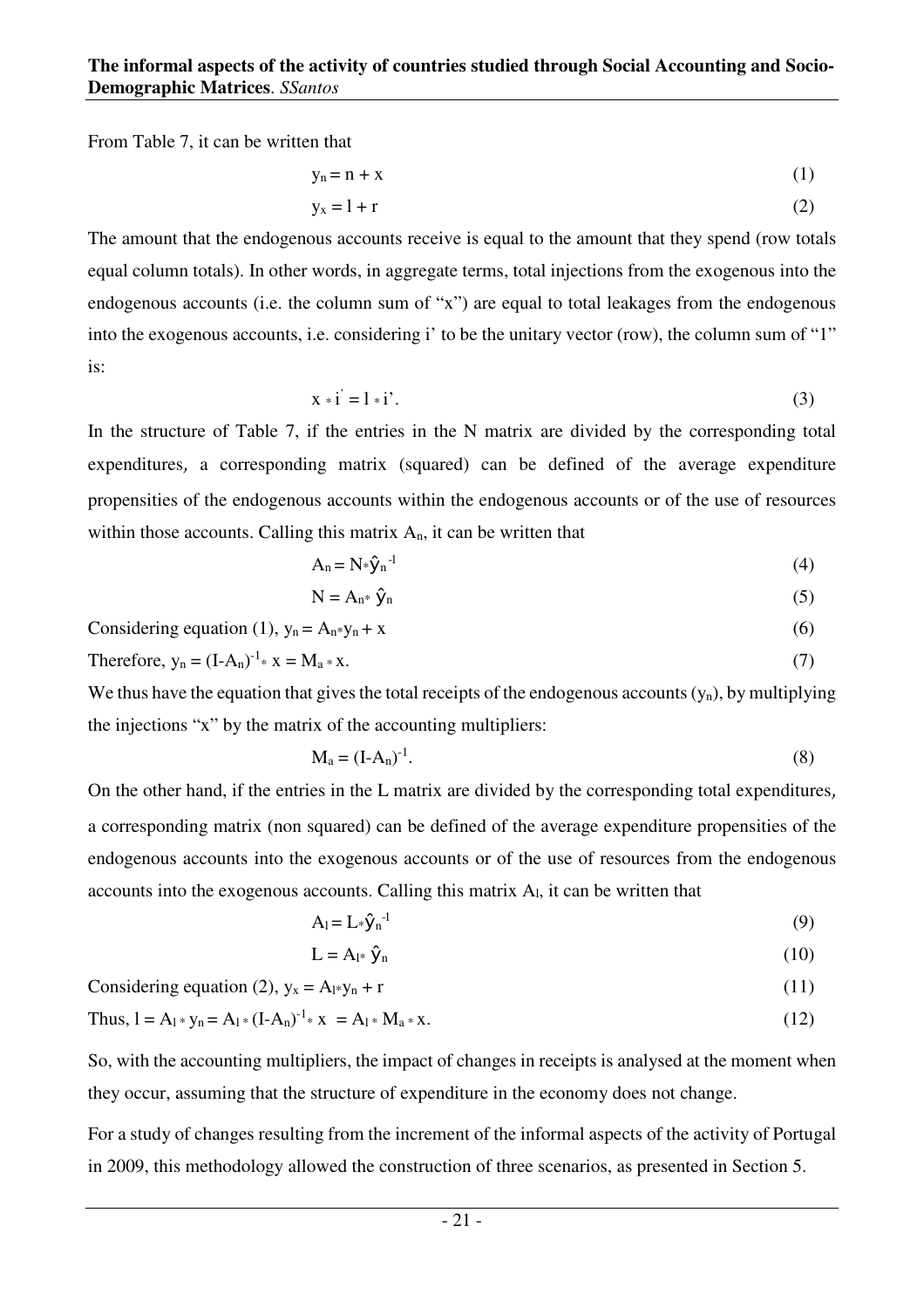From Table 7, it can be written that

$$y_n = n + x \tag{1}$$

$$y_x = l + r \tag{2}$$

The amount that the endogenous accounts receive is equal to the amount that they spend (row totals equal column totals). In other words, in aggregate terms, total injections from the exogenous into the endogenous accounts (i.e. the column sum of "x") are equal to total leakages from the endogenous into the exogenous accounts, i.e. considering i' to be the unitary vector (row), the column sum of "1" is:

$$x * i' = l * i'. \tag{3}$$

In the structure of Table 7, if the entries in the N matrix are divided by the corresponding total expenditures, a corresponding matrix (squared) can be defined of the average expenditure propensities of the endogenous accounts within the endogenous accounts or of the use of resources within those accounts. Calling this matrix $A_n$, it can be written that

$$A_n = N * \hat{y}_n^{-1} \tag{4}$$

$$N = A_n * \hat{y}_n \tag{5}$$

Considering equation (1), $y_n = A_n * y_n + x$ (6)

Therefore, $y_n = (I-A_n)^{-1} * x = M_a * x.$ (7)

We thus have the equation that gives the total receipts of the endogenous accounts ($y_n$), by multiplying the injections "x" by the matrix of the accounting multipliers:

$$M_a = (I-A_n)^{-1}. \tag{8}$$

On the other hand, if the entries in the L matrix are divided by the corresponding total expenditures, a corresponding matrix (non squared) can be defined of the average expenditure propensities of the endogenous accounts into the exogenous accounts or of the use of resources from the endogenous accounts into the exogenous accounts. Calling this matrix $A_l$, it can be written that

$$A_l = L * \hat{y}_n^{-1} \tag{9}$$

$$L = A_l * \hat{y}_n \tag{10}$$

Considering equation (2), $y_x = A_l * y_n + r$ (11)

Thus, $l = A_l * y_n = A_l * (I-A_n)^{-1} * x = A_l * M_a * x.$ (12)

So, with the accounting multipliers, the impact of changes in receipts is analysed at the moment when they occur, assuming that the structure of expenditure in the economy does not change.

For a study of changes resulting from the increment of the informal aspects of the activity of Portugal in 2009, this methodology allowed the construction of three scenarios, as presented in Section 5.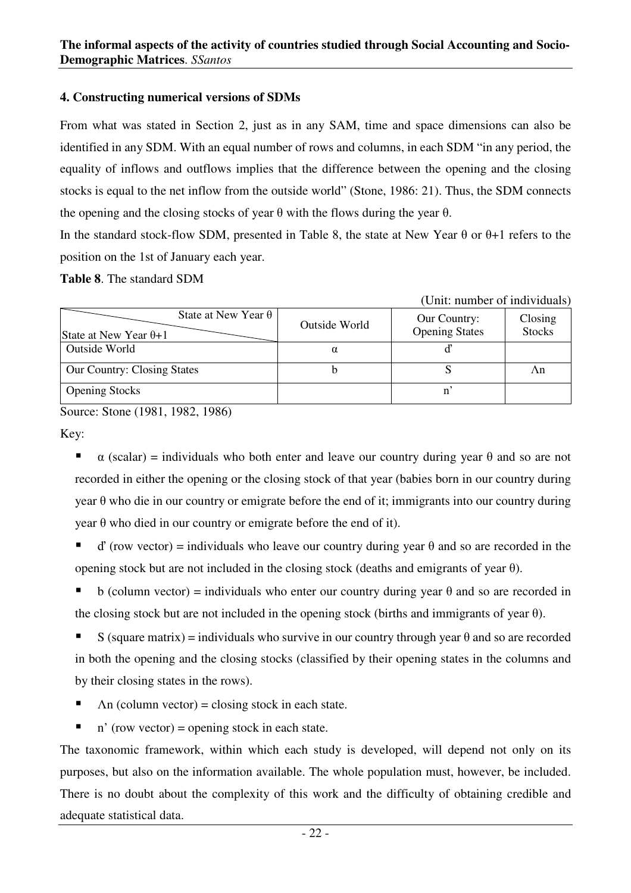## 4. Constructing numerical versions of SDMs

From what was stated in Section 2, just as in any SAM, time and space dimensions can also be identified in any SDM. With an equal number of rows and columns, in each SDM "in any period, the equality of inflows and outflows implies that the difference between the opening and the closing stocks is equal to the net inflow from the outside world" (Stone, 1986: 21). Thus, the SDM connects the opening and the closing stocks of year θ with the flows during the year θ.

In the standard stock-flow SDM, presented in Table 8, the state at New Year θ or θ+1 refers to the position on the 1st of January each year.

**Table 8**. The standard SDM

(Unit: number of individuals)

| State at New Year θ / State at New Year θ+1 | Outside World | Our Country: Opening States | Closing Stocks |
|---|---|---|---|
| Outside World | α | d' | |
| Our Country: Closing States | b | S | Λn |
| Opening Stocks | | n' | |

Source: Stone (1981, 1982, 1986)

Key:

- α (scalar) = individuals who both enter and leave our country during year θ and so are not recorded in either the opening or the closing stock of that year (babies born in our country during year θ who die in our country or emigrate before the end of it; immigrants into our country during year θ who died in our country or emigrate before the end of it).
- d' (row vector) = individuals who leave our country during year θ and so are recorded in the opening stock but are not included in the closing stock (deaths and emigrants of year θ).
- b (column vector) = individuals who enter our country during year θ and so are recorded in the closing stock but are not included in the opening stock (births and immigrants of year θ).
- S (square matrix) = individuals who survive in our country through year θ and so are recorded in both the opening and the closing stocks (classified by their opening states in the columns and by their closing states in the rows).
- Λn (column vector) = closing stock in each state.
- n' (row vector) = opening stock in each state.

The taxonomic framework, within which each study is developed, will depend not only on its purposes, but also on the information available. The whole population must, however, be included. There is no doubt about the complexity of this work and the difficulty of obtaining credible and adequate statistical data.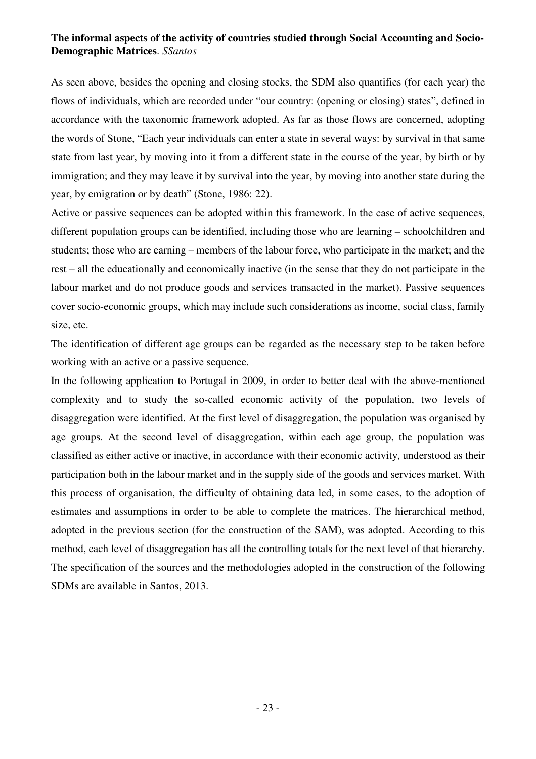As seen above, besides the opening and closing stocks, the SDM also quantifies (for each year) the flows of individuals, which are recorded under "our country: (opening or closing) states", defined in accordance with the taxonomic framework adopted. As far as those flows are concerned, adopting the words of Stone, "Each year individuals can enter a state in several ways: by survival in that same state from last year, by moving into it from a different state in the course of the year, by birth or by immigration; and they may leave it by survival into the year, by moving into another state during the year, by emigration or by death" (Stone, 1986: 22).

Active or passive sequences can be adopted within this framework. In the case of active sequences, different population groups can be identified, including those who are learning – schoolchildren and students; those who are earning – members of the labour force, who participate in the market; and the rest – all the educationally and economically inactive (in the sense that they do not participate in the labour market and do not produce goods and services transacted in the market). Passive sequences cover socio-economic groups, which may include such considerations as income, social class, family size, etc.

The identification of different age groups can be regarded as the necessary step to be taken before working with an active or a passive sequence.

In the following application to Portugal in 2009, in order to better deal with the above-mentioned complexity and to study the so-called economic activity of the population, two levels of disaggregation were identified. At the first level of disaggregation, the population was organised by age groups. At the second level of disaggregation, within each age group, the population was classified as either active or inactive, in accordance with their economic activity, understood as their participation both in the labour market and in the supply side of the goods and services market. With this process of organisation, the difficulty of obtaining data led, in some cases, to the adoption of estimates and assumptions in order to be able to complete the matrices. The hierarchical method, adopted in the previous section (for the construction of the SAM), was adopted. According to this method, each level of disaggregation has all the controlling totals for the next level of that hierarchy. The specification of the sources and the methodologies adopted in the construction of the following SDMs are available in Santos, 2013.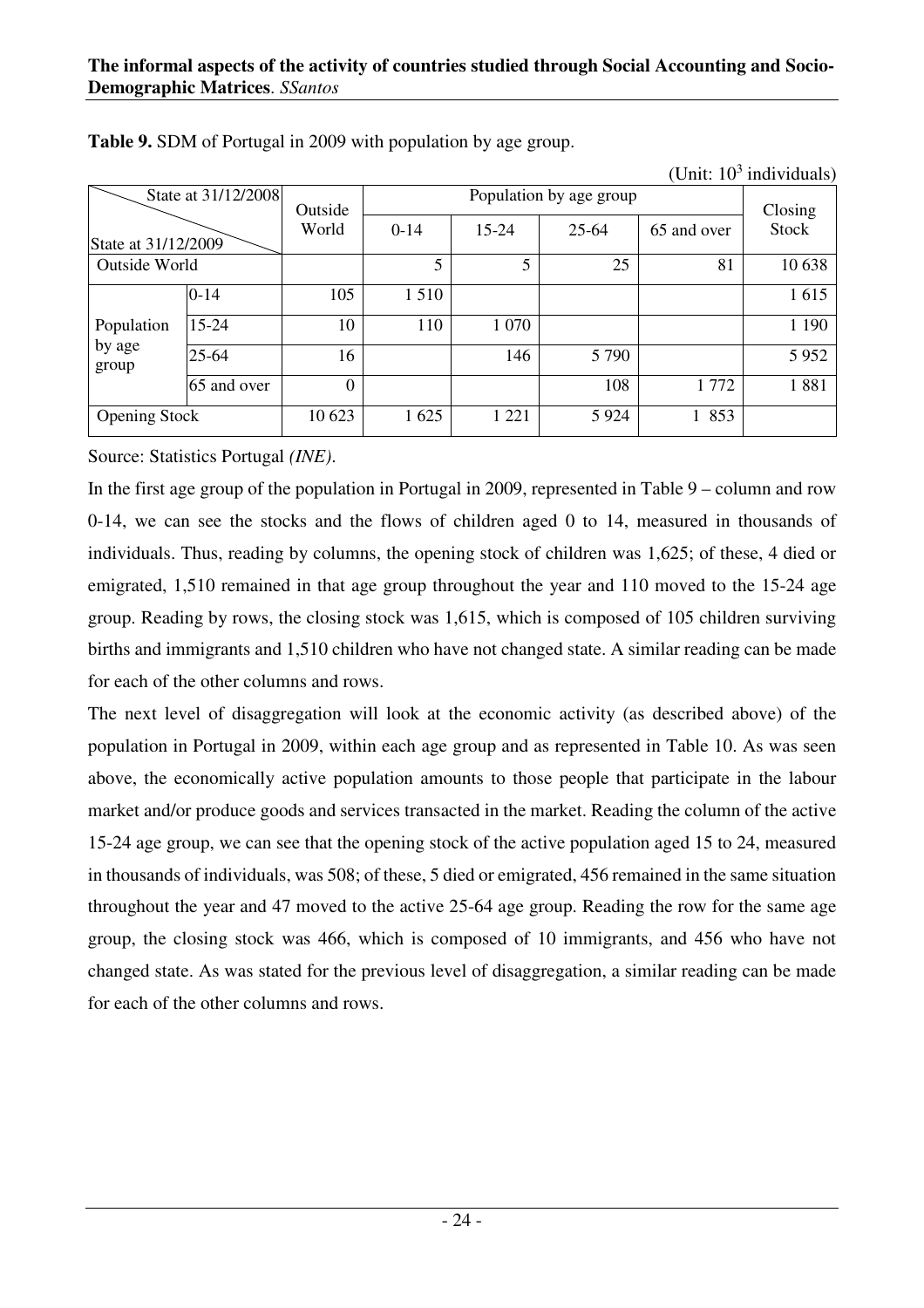**Table 9.** SDM of Portugal in 2009 with population by age group.

(Unit: $10^3$ individuals)

| State at 31/12/2008 / State at 31/12/2009 | | Outside World | Population by age group | | | | Closing Stock |
|---|---|---|---|---|---|---|---|
| | | | 0-14 | 15-24 | 25-64 | 65 and over | |
| Outside World | | | 5 | 5 | 25 | 81 | 10 638 |
| Population by age group | 0-14 | 105 | 1 510 | | | | 1 615 |
| | 15-24 | 10 | 110 | 1 070 | | | 1 190 |
| | 25-64 | 16 | | 146 | 5 790 | | 5 952 |
| | 65 and over | 0 | | | 108 | 1 772 | 1 881 |
| Opening Stock | | 10 623 | 1 625 | 1 221 | 5 924 | 1 853 | |

Source: Statistics Portugal *(INE)*.

In the first age group of the population in Portugal in 2009, represented in Table 9 – column and row 0-14, we can see the stocks and the flows of children aged 0 to 14, measured in thousands of individuals. Thus, reading by columns, the opening stock of children was 1,625; of these, 4 died or emigrated, 1,510 remained in that age group throughout the year and 110 moved to the 15-24 age group. Reading by rows, the closing stock was 1,615, which is composed of 105 children surviving births and immigrants and 1,510 children who have not changed state. A similar reading can be made for each of the other columns and rows.

The next level of disaggregation will look at the economic activity (as described above) of the population in Portugal in 2009, within each age group and as represented in Table 10. As was seen above, the economically active population amounts to those people that participate in the labour market and/or produce goods and services transacted in the market. Reading the column of the active 15-24 age group, we can see that the opening stock of the active population aged 15 to 24, measured in thousands of individuals, was 508; of these, 5 died or emigrated, 456 remained in the same situation throughout the year and 47 moved to the active 25-64 age group. Reading the row for the same age group, the closing stock was 466, which is composed of 10 immigrants, and 456 who have not changed state. As was stated for the previous level of disaggregation, a similar reading can be made for each of the other columns and rows.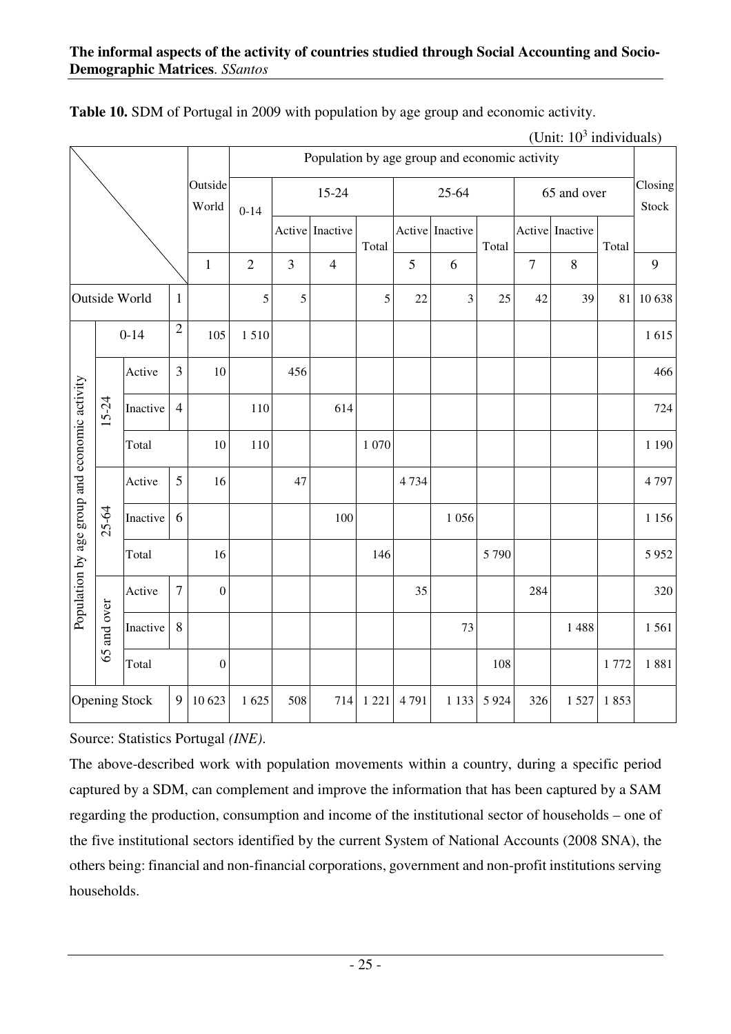**Table 10.** SDM of Portugal in 2009 with population by age group and economic activity.

(Unit: $10^3$ individuals)

| | | | | Outside World | Population by age group and economic activity | | | | | | | | | | | Closing Stock |
|---|---|---|---|---|---|---|---|---|---|---|---|---|---|---|---|---|
| | | | | | 0-14 | 15-24 | | | 25-64 | | | 65 and over | | | | |
| | | | | | | Active | Inactive | Total | Active | Inactive | Total | Active | Inactive | Total | | |
| | | | | 1 | 2 | 3 | 4 | | 5 | 6 | | 7 | 8 | | | 9 |
| Outside World | | | 1 | | 5 | 5 | | 5 | 22 | 3 | 25 | 42 | 39 | 81 | | 10 638 |
| Population by age group and economic activity | 0-14 | | 2 | 105 | 1 510 | | | | | | | | | | | 1 615 |
| | 15-24 | Active | 3 | 10 | | 456 | | | | | | | | | | 466 |
| | | Inactive | 4 | | 110 | | 614 | | | | | | | | | 724 |
| | | Total | | 10 | 110 | | | 1 070 | | | | | | | | 1 190 |
| | 25-64 | Active | 5 | 16 | | 47 | | | 4 734 | | | | | | | 4 797 |
| | | Inactive | 6 | | | | 100 | | | 1 056 | | | | | | 1 156 |
| | | Total | | 16 | | | | 146 | | | 5 790 | | | | | 5 952 |
| | 65 and over | Active | 7 | 0 | | | | | 35 | | | 284 | | | | 320 |
| | | Inactive | 8 | | | | | | | 73 | | | 1 488 | | | 1 561 |
| | | Total | | 0 | | | | | | | 108 | | | 1 772 | | 1 881 |
| Opening Stock | | | 9 | 10 623 | 1 625 | 508 | 714 | 1 221 | 4 791 | 1 133 | 5 924 | 326 | 1 527 | 1 853 | | |

Source: Statistics Portugal *(INE)*.

The above-described work with population movements within a country, during a specific period captured by a SDM, can complement and improve the information that has been captured by a SAM regarding the production, consumption and income of the institutional sector of households – one of the five institutional sectors identified by the current System of National Accounts (2008 SNA), the others being: financial and non-financial corporations, government and non-profit institutions serving households.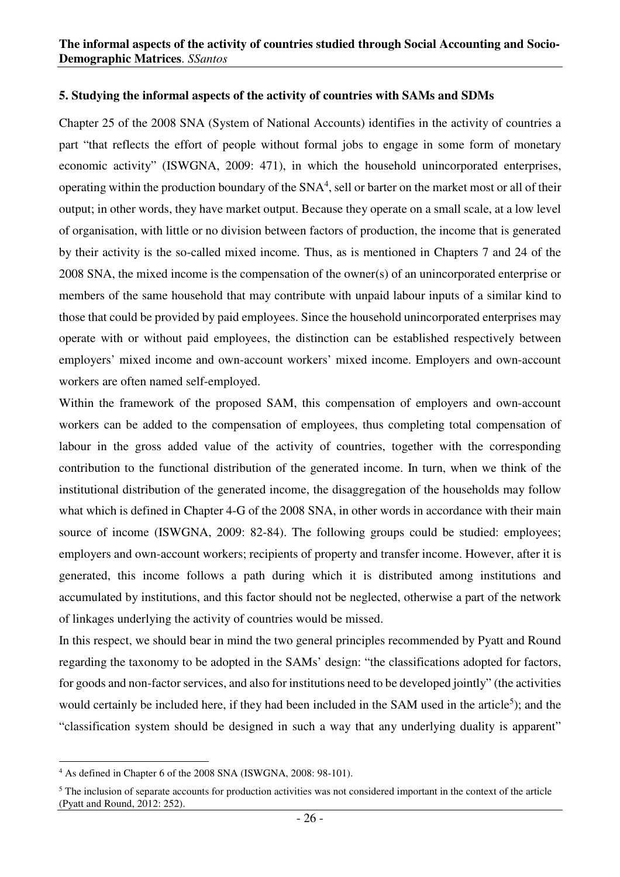## 5. Studying the informal aspects of the activity of countries with SAMs and SDMs

Chapter 25 of the 2008 SNA (System of National Accounts) identifies in the activity of countries a part "that reflects the effort of people without formal jobs to engage in some form of monetary economic activity" (ISWGNA, 2009: 471), in which the household unincorporated enterprises, operating within the production boundary of the SNA[4], sell or barter on the market most or all of their output; in other words, they have market output. Because they operate on a small scale, at a low level of organisation, with little or no division between factors of production, the income that is generated by their activity is the so-called mixed income. Thus, as is mentioned in Chapters 7 and 24 of the 2008 SNA, the mixed income is the compensation of the owner(s) of an unincorporated enterprise or members of the same household that may contribute with unpaid labour inputs of a similar kind to those that could be provided by paid employees. Since the household unincorporated enterprises may operate with or without paid employees, the distinction can be established respectively between employers' mixed income and own-account workers' mixed income. Employers and own-account workers are often named self-employed.

Within the framework of the proposed SAM, this compensation of employers and own-account workers can be added to the compensation of employees, thus completing total compensation of labour in the gross added value of the activity of countries, together with the corresponding contribution to the functional distribution of the generated income. In turn, when we think of the institutional distribution of the generated income, the disaggregation of the households may follow what which is defined in Chapter 4-G of the 2008 SNA, in other words in accordance with their main source of income (ISWGNA, 2009: 82-84). The following groups could be studied: employees; employers and own-account workers; recipients of property and transfer income. However, after it is generated, this income follows a path during which it is distributed among institutions and accumulated by institutions, and this factor should not be neglected, otherwise a part of the network of linkages underlying the activity of countries would be missed.

In this respect, we should bear in mind the two general principles recommended by Pyatt and Round regarding the taxonomy to be adopted in the SAMs' design: "the classifications adopted for factors, for goods and non-factor services, and also for institutions need to be developed jointly" (the activities would certainly be included here, if they had been included in the SAM used in the article[5]); and the "classification system should be designed in such a way that any underlying duality is apparent"

[4] As defined in Chapter 6 of the 2008 SNA (ISWGNA, 2008: 98-101).

[5] The inclusion of separate accounts for production activities was not considered important in the context of the article (Pyatt and Round, 2012: 252).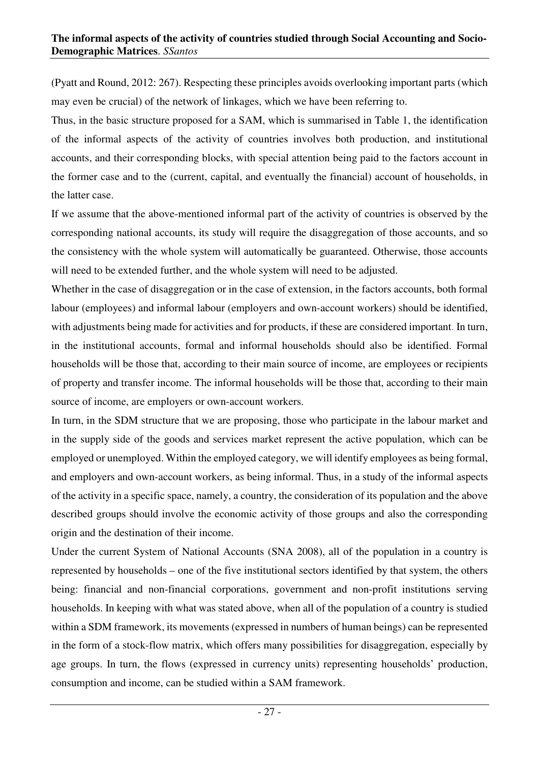(Pyatt and Round, 2012: 267). Respecting these principles avoids overlooking important parts (which may even be crucial) of the network of linkages, which we have been referring to.

Thus, in the basic structure proposed for a SAM, which is summarised in Table 1, the identification of the informal aspects of the activity of countries involves both production, and institutional accounts, and their corresponding blocks, with special attention being paid to the factors account in the former case and to the (current, capital, and eventually the financial) account of households, in the latter case.

If we assume that the above-mentioned informal part of the activity of countries is observed by the corresponding national accounts, its study will require the disaggregation of those accounts, and so the consistency with the whole system will automatically be guaranteed. Otherwise, those accounts will need to be extended further, and the whole system will need to be adjusted.

Whether in the case of disaggregation or in the case of extension, in the factors accounts, both formal labour (employees) and informal labour (employers and own-account workers) should be identified, with adjustments being made for activities and for products, if these are considered important. In turn, in the institutional accounts, formal and informal households should also be identified. Formal households will be those that, according to their main source of income, are employees or recipients of property and transfer income. The informal households will be those that, according to their main source of income, are employers or own-account workers.

In turn, in the SDM structure that we are proposing, those who participate in the labour market and in the supply side of the goods and services market represent the active population, which can be employed or unemployed. Within the employed category, we will identify employees as being formal, and employers and own-account workers, as being informal. Thus, in a study of the informal aspects of the activity in a specific space, namely, a country, the consideration of its population and the above described groups should involve the economic activity of those groups and also the corresponding origin and the destination of their income.

Under the current System of National Accounts (SNA 2008), all of the population in a country is represented by households – one of the five institutional sectors identified by that system, the others being: financial and non-financial corporations, government and non-profit institutions serving households. In keeping with what was stated above, when all of the population of a country is studied within a SDM framework, its movements (expressed in numbers of human beings) can be represented in the form of a stock-flow matrix, which offers many possibilities for disaggregation, especially by age groups. In turn, the flows (expressed in currency units) representing households' production, consumption and income, can be studied within a SAM framework.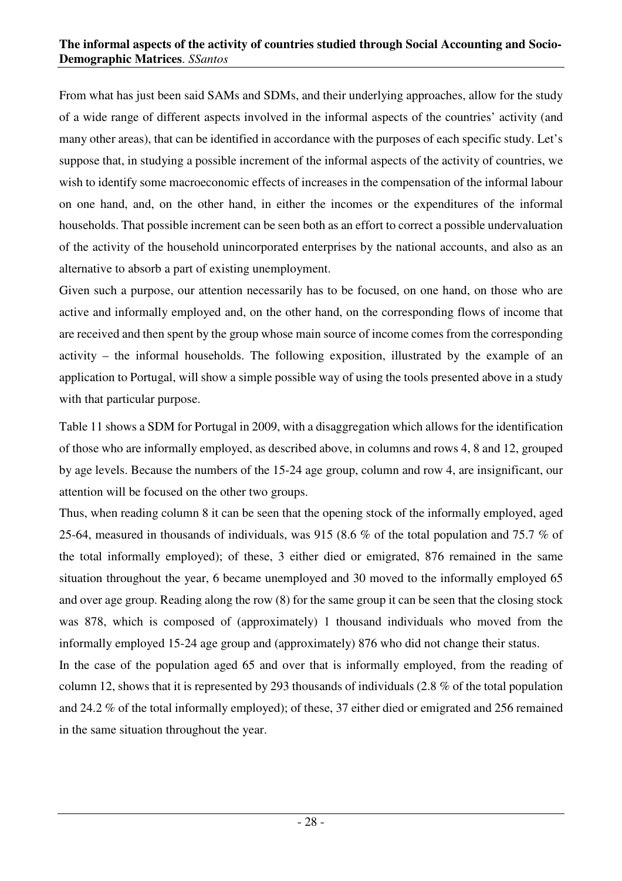From what has just been said SAMs and SDMs, and their underlying approaches, allow for the study of a wide range of different aspects involved in the informal aspects of the countries' activity (and many other areas), that can be identified in accordance with the purposes of each specific study. Let's suppose that, in studying a possible increment of the informal aspects of the activity of countries, we wish to identify some macroeconomic effects of increases in the compensation of the informal labour on one hand, and, on the other hand, in either the incomes or the expenditures of the informal households. That possible increment can be seen both as an effort to correct a possible undervaluation of the activity of the household unincorporated enterprises by the national accounts, and also as an alternative to absorb a part of existing unemployment.

Given such a purpose, our attention necessarily has to be focused, on one hand, on those who are active and informally employed and, on the other hand, on the corresponding flows of income that are received and then spent by the group whose main source of income comes from the corresponding activity – the informal households. The following exposition, illustrated by the example of an application to Portugal, will show a simple possible way of using the tools presented above in a study with that particular purpose.

Table 11 shows a SDM for Portugal in 2009, with a disaggregation which allows for the identification of those who are informally employed, as described above, in columns and rows 4, 8 and 12, grouped by age levels. Because the numbers of the 15-24 age group, column and row 4, are insignificant, our attention will be focused on the other two groups.

Thus, when reading column 8 it can be seen that the opening stock of the informally employed, aged 25-64, measured in thousands of individuals, was 915 (8.6 % of the total population and 75.7 % of the total informally employed); of these, 3 either died or emigrated, 876 remained in the same situation throughout the year, 6 became unemployed and 30 moved to the informally employed 65 and over age group. Reading along the row (8) for the same group it can be seen that the closing stock was 878, which is composed of (approximately) 1 thousand individuals who moved from the informally employed 15-24 age group and (approximately) 876 who did not change their status.

In the case of the population aged 65 and over that is informally employed, from the reading of column 12, shows that it is represented by 293 thousands of individuals (2.8 % of the total population and 24.2 % of the total informally employed); of these, 37 either died or emigrated and 256 remained in the same situation throughout the year.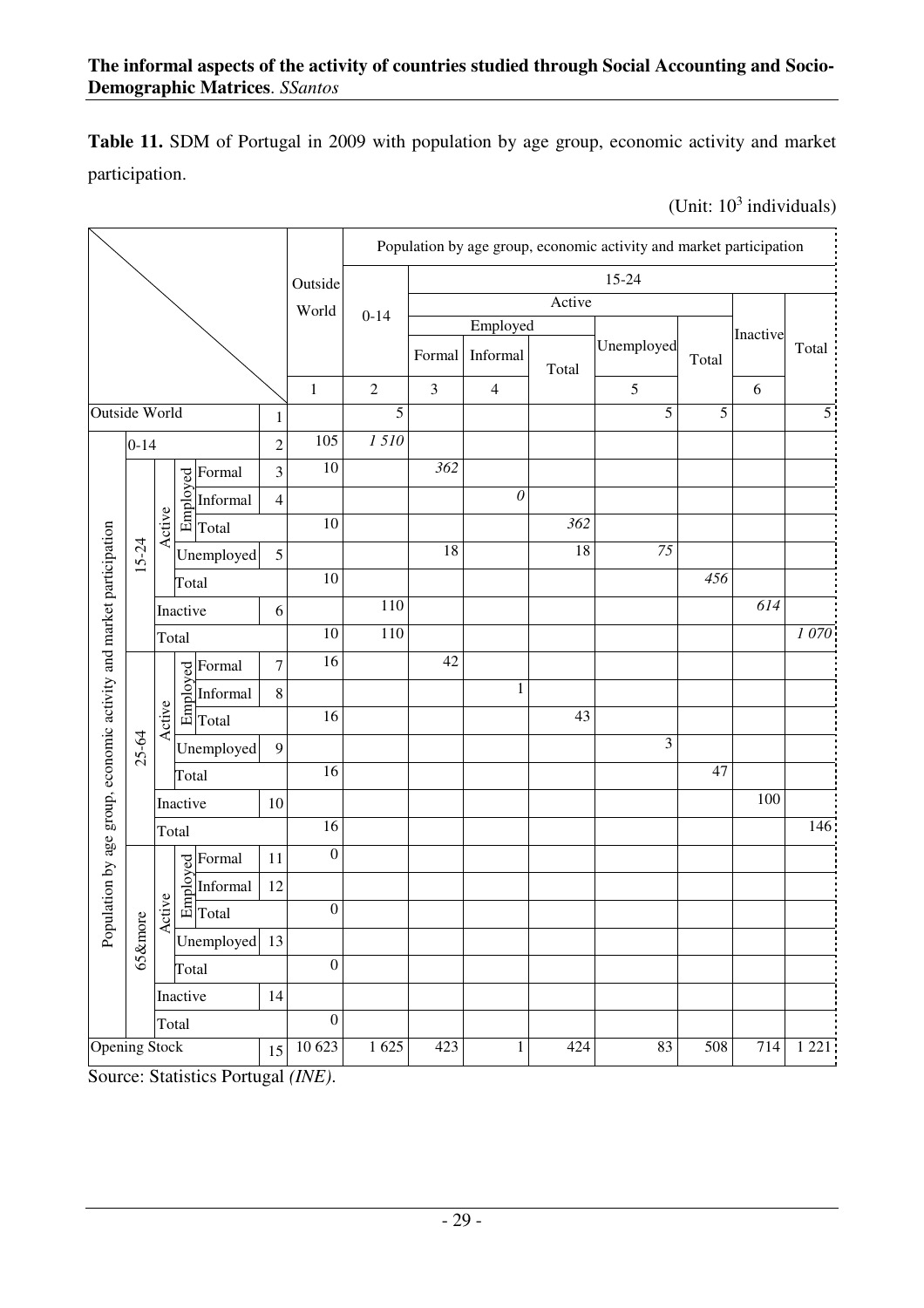**Table 11.** SDM of Portugal in 2009 with population by age group, economic activity and market participation.

(Unit: $10^3$ individuals)

| | | | | | | Outside World | Population by age group, economic activity and market participation | | | | | | | | |
|---|---|---|---|---|---|---|---|---|---|---|---|---|---|---|---|
| | | | | | | | 0-14 | 15-24 | | | | | | | |
| | | | | | | | | Active | | | | | Inactive | Total |
| | | | | | | | | Employed | | | Unemployed | Total | | |
| | | | | | | | | Formal | Informal | Total | | | | |
| | | | | | | 1 | 2 | 3 | 4 | | 5 | | 6 | |
| Outside World | | | | | 1 | | 5 | | | | 5 | 5 | | 5 |
| Population by age group, economic activity and market participation | 0-14 | | | | 2 | 105 | *1 510* | | | | | | | |
| | 15-24 | Active | Employed | Formal | 3 | 10 | | *362* | | | | | | |
| | | | | Informal | 4 | | | | *0* | | | | | |
| | | | | Total | | 10 | | | | *362* | | | | |
| | | | Unemployed | | 5 | | | 18 | | 18 | *75* | | | |
| | | | Total | | | 10 | | | | | | *456* | | |
| | | Inactive | | | 6 | | 110 | | | | | | *614* | |
| | | Total | | | | 10 | 110 | | | | | | | *1 070* |
| | 25-64 | Active | Employed | Formal | 7 | 16 | | 42 | | | | | | |
| | | | | Informal | 8 | | | | 1 | | | | | |
| | | | | Total | | 16 | | | | 43 | | | | |
| | | | Unemployed | | 9 | | | | | | 3 | | | |
| | | | Total | | | 16 | | | | | | 47 | | |
| | | Inactive | | | 10 | | | | | | | | 100 | |
| | | Total | | | | 16 | | | | | | | | 146 |
| | 65&more | Active | Employed | Formal | 11 | 0 | | | | | | | | |
| | | | | Informal | 12 | | | | | | | | | |
| | | | | Total | | 0 | | | | | | | | |
| | | | Unemployed | | 13 | | | | | | | | | |
| | | | Total | | | 0 | | | | | | | | |
| | | Inactive | | | 14 | | | | | | | | | |
| | | Total | | | | 0 | | | | | | | | |
| Opening Stock | | | | | 15 | 10 623 | 1 625 | 423 | 1 | 424 | 83 | 508 | 714 | 1 221 |

Source: Statistics Portugal *(INE)*.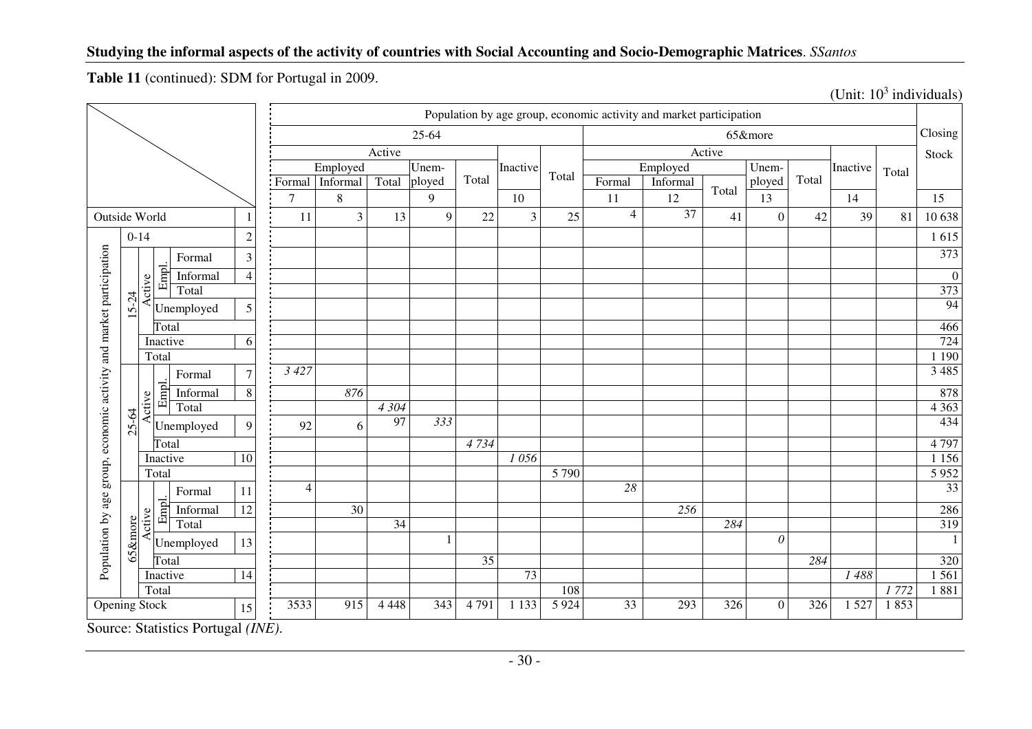**Table 11** (continued): SDM for Portugal in 2009.

(Unit: $10^3$ individuals)

| | | | | | | Population by age group, economic activity and market participation | | | | | | | | | | | | | | | Closing Stock |
|---|---|---|---|---|---|---|---|---|---|---|---|---|---|---|---|---|---|---|---|---|---|
| | | | | | | 25-64 | | | | | | | 65&more | | | | | | | | |
| | | | | | | Active | | | | | | | Active | | | | | | | | |
| | | | | | | Employed | | | Unemployed | Total | Inactive | Total | Employed | | | Unemployed | Total | Inactive | Total | | |
| | | | | | | Formal | Informal | Total | | | | | Formal | Informal | Total | | | | | | |
| | | | | | | 7 | 8 | | 9 | | 10 | | 11 | 12 | | 13 | | 14 | | | 15 |
| Outside World | | | | | 1 | 11 | 3 | 13 | 9 | 22 | 3 | 25 | 4 | 37 | 41 | 0 | 42 | 39 | 81 | | 10 638 |
| Population by age group, economic activity and market participation | 0-14 | | | | 2 | | | | | | | | | | | | | | | | 1 615 |
| | 15-24 | Active | Empl. | Formal | 3 | | | | | | | | | | | | | | | | 373 |
| | | | | Informal | 4 | | | | | | | | | | | | | | | | 0 |
| | | | | Total | | | | | | | | | | | | | | | | | 373 |
| | | | Unemployed | | 5 | | | | | | | | | | | | | | | | 94 |
| | | | Total | | | | | | | | | | | | | | | | | | 466 |
| | | Inactive | | | 6 | | | | | | | | | | | | | | | | 724 |
| | | Total | | | | | | | | | | | | | | | | | | | 1 190 |
| | 25-64 | Active | Empl. | Formal | 7 | *3 427* | | | | | | | | | | | | | | | 3 485 |
| | | | | Informal | 8 | | *876* | | | | | | | | | | | | | | 878 |
| | | | | Total | | | | *4 304* | | | | | | | | | | | | | 4 363 |
| | | | Unemployed | | 9 | 92 | 6 | 97 | *333* | | | | | | | | | | | | 434 |
| | | | Total | | | | | | | *4 734* | | | | | | | | | | | 4 797 |
| | | Inactive | | | 10 | | | | | | *1 056* | | | | | | | | | | 1 156 |
| | | Total | | | | | | | | | | 5 790 | | | | | | | | | 5 952 |
| | 65&more | Active | Empl. | Formal | 11 | 4 | | | | | | | *28* | | | | | | | | 33 |
| | | | | Informal | 12 | | 30 | | | | | | | *256* | | | | | | | 286 |
| | | | | Total | | | | 34 | | | | | | | *284* | | | | | | 319 |
| | | | Unemployed | | 13 | | | | 1 | | | | | | | *0* | | | | | 1 |
| | | | Total | | | | | | | 35 | | | | | | | *284* | | | | 320 |
| | | Inactive | | | 14 | | | | | | 73 | | | | | | | *1 488* | | | 1 561 |
| | | Total | | | | | | | | | | 108 | | | | | | | *1 772* | | 1 881 |
| Opening Stock | | | | | 15 | 3533 | 915 | 4 448 | 343 | 4 791 | 1 133 | 5 924 | 33 | 293 | 326 | 0 | 326 | 1 527 | 1 853 | | |

Source: Statistics Portugal *(INE)*.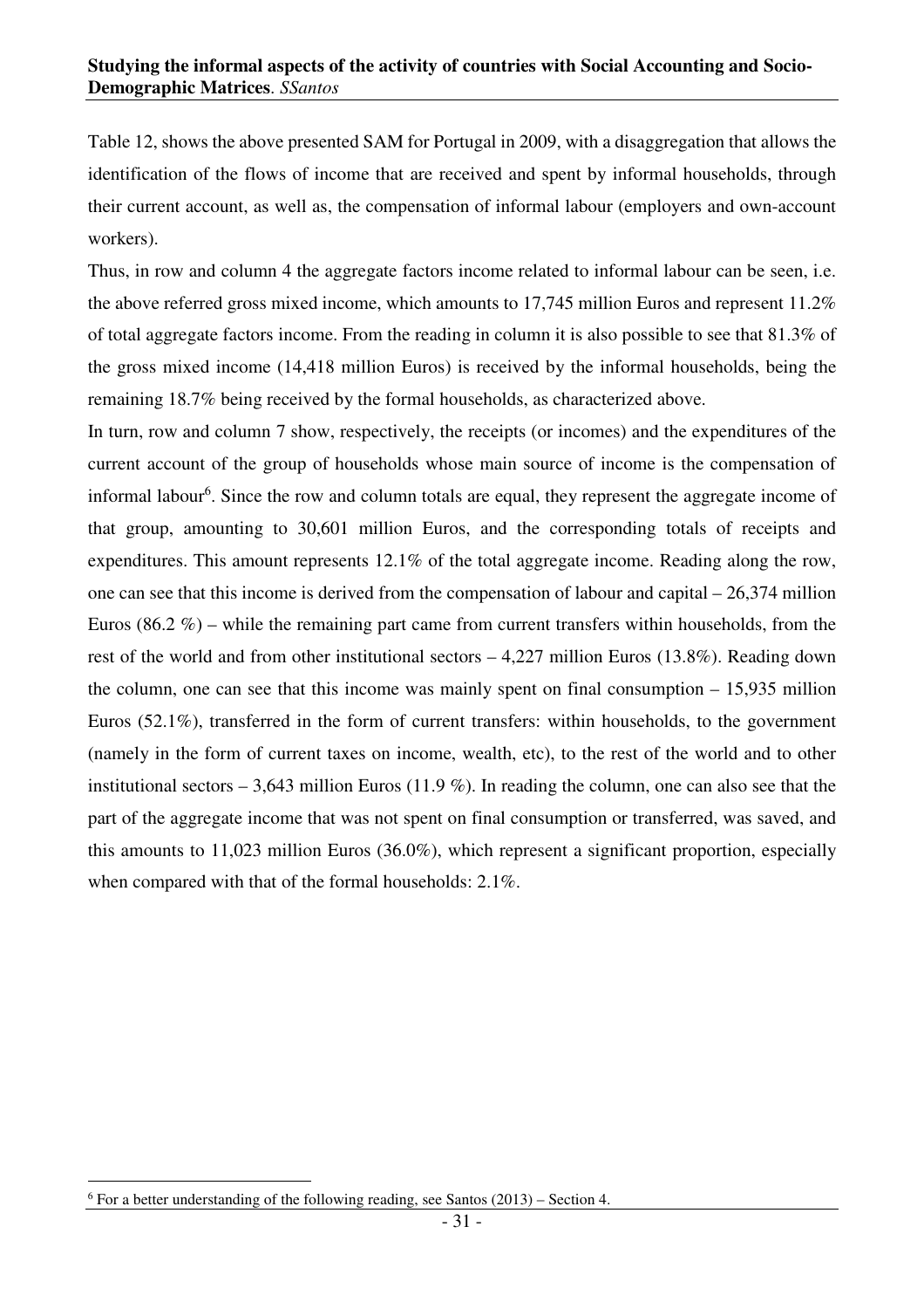Table 12, shows the above presented SAM for Portugal in 2009, with a disaggregation that allows the identification of the flows of income that are received and spent by informal households, through their current account, as well as, the compensation of informal labour (employers and own-account workers).

Thus, in row and column 4 the aggregate factors income related to informal labour can be seen, i.e. the above referred gross mixed income, which amounts to 17,745 million Euros and represent 11.2% of total aggregate factors income. From the reading in column it is also possible to see that 81.3% of the gross mixed income (14,418 million Euros) is received by the informal households, being the remaining 18.7% being received by the formal households, as characterized above.

In turn, row and column 7 show, respectively, the receipts (or incomes) and the expenditures of the current account of the group of households whose main source of income is the compensation of informal labour[6]. Since the row and column totals are equal, they represent the aggregate income of that group, amounting to 30,601 million Euros, and the corresponding totals of receipts and expenditures. This amount represents 12.1% of the total aggregate income. Reading along the row, one can see that this income is derived from the compensation of labour and capital – 26,374 million Euros (86.2 %) – while the remaining part came from current transfers within households, from the rest of the world and from other institutional sectors – 4,227 million Euros (13.8%). Reading down the column, one can see that this income was mainly spent on final consumption – 15,935 million Euros (52.1%), transferred in the form of current transfers: within households, to the government (namely in the form of current taxes on income, wealth, etc), to the rest of the world and to other institutional sectors – 3,643 million Euros (11.9 %). In reading the column, one can also see that the part of the aggregate income that was not spent on final consumption or transferred, was saved, and this amounts to 11,023 million Euros (36.0%), which represent a significant proportion, especially when compared with that of the formal households: 2.1%.

---

[6] For a better understanding of the following reading, see Santos (2013) – Section 4.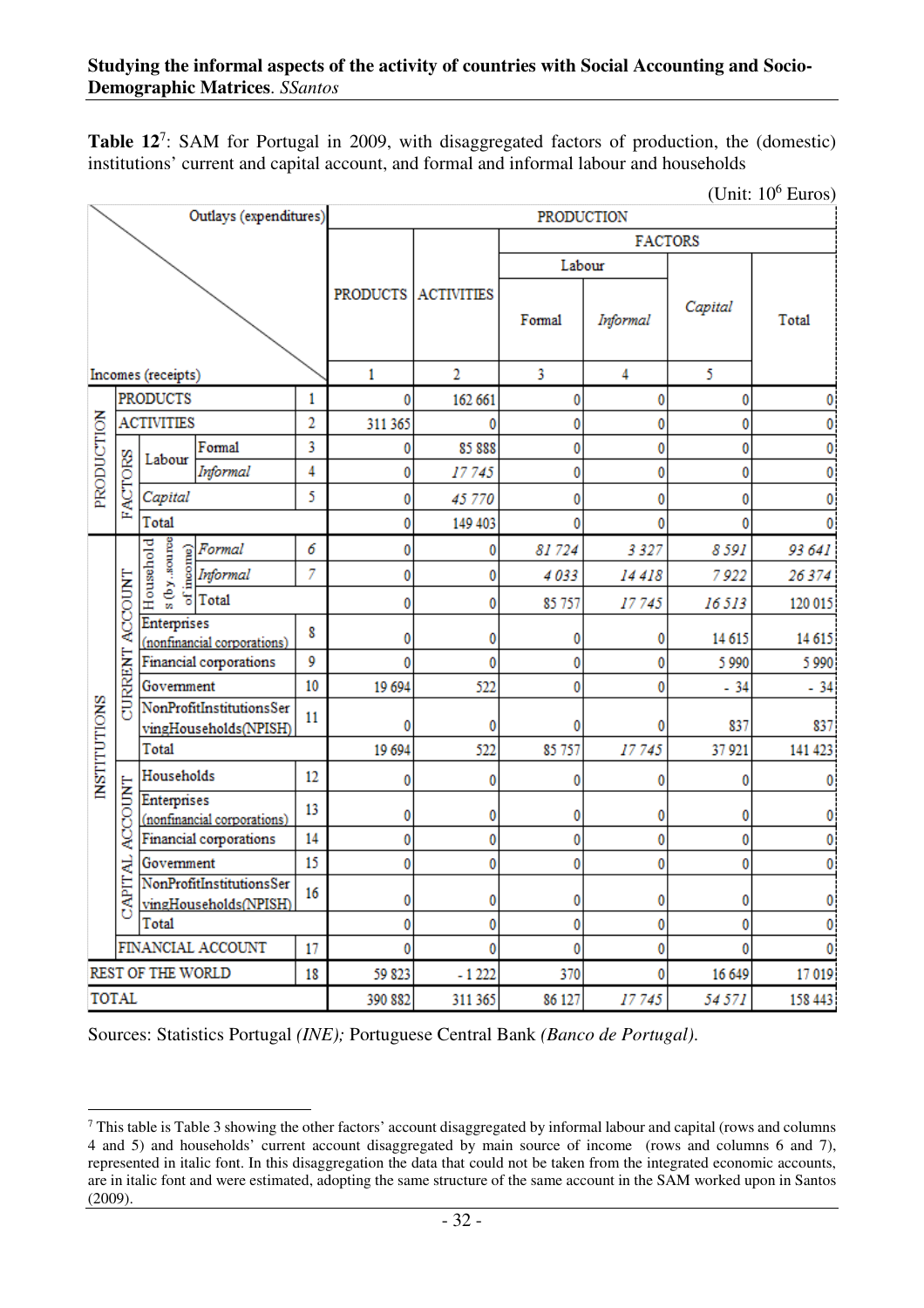**Table 12**[7]: SAM for Portugal in 2009, with disaggregated factors of production, the (domestic) institutions' current and capital account, and formal and informal labour and households

(Unit: $10^6$ Euros)

| Incomes (receipts) \ Outlays (expenditures) | | | | | PRODUCTION | | | | | |
|---|---|---|---|---|---|---|---|---|---|---|
| | | | | | PRODUCTS | ACTIVITIES | FACTORS | | | |
| | | | | | | | Labour | | *Capital* | Total |
| | | | | | | | Formal | *Informal* | | |
| | | | | | 1 | 2 | 3 | 4 | 5 | |
| PRODUCTION | PRODUCTS | | | 1 | 0 | 162 661 | 0 | 0 | 0 | 0 |
| | ACTIVITIES | | | 2 | 311 365 | 0 | 0 | 0 | 0 | 0 |
| | FACTORS | Labour | Formal | 3 | 0 | 85 888 | 0 | 0 | 0 | 0 |
| | | | *Informal* | 4 | 0 | *17 745* | 0 | 0 | 0 | 0 |
| | | *Capital* | | 5 | 0 | *45 770* | 0 | 0 | 0 | 0 |
| | | Total | | | 0 | 149 403 | 0 | 0 | 0 | 0 |
| INSTITUTIONS | CURRENT ACCOUNT | Households (by source of income) | *Formal* | *6* | 0 | 0 | *81 724* | *3 327* | *8 591* | *93 641* |
| | | | *Informal* | *7* | 0 | 0 | *4 033* | *14 418* | *7 922* | *26 374* |
| | | | Total | | 0 | 0 | 85 757 | *17 745* | *16 513* | 120 015 |
| | | Enterprises (nonfinancial corporations) | | 8 | 0 | 0 | 0 | 0 | 14 615 | 14 615 |
| | | Financial corporations | | 9 | 0 | 0 | 0 | 0 | 5 990 | 5 990 |
| | | Government | | 10 | 19 694 | 522 | 0 | 0 | - 34 | - 34 |
| | | NonProfitInstitutionsServingHouseholds(NPISH) | | 11 | 0 | 0 | 0 | 0 | 837 | 837 |
| | | Total | | | 19 694 | 522 | 85 757 | *17 745* | 37 921 | 141 423 |
| | CAPITAL ACCOUNT | Households | | 12 | 0 | 0 | 0 | 0 | 0 | 0 |
| | | Enterprises (nonfinancial corporations) | | 13 | 0 | 0 | 0 | 0 | 0 | 0 |
| | | Financial corporations | | 14 | 0 | 0 | 0 | 0 | 0 | 0 |
| | | Government | | 15 | 0 | 0 | 0 | 0 | 0 | 0 |
| | | NonProfitInstitutionsServingHouseholds(NPISH) | | 16 | 0 | 0 | 0 | 0 | 0 | 0 |
| | | Total | | | 0 | 0 | 0 | 0 | 0 | 0 |
| | FINANCIAL ACCOUNT | | | 17 | 0 | 0 | 0 | 0 | 0 | 0 |
| REST OF THE WORLD | | | | 18 | 59 823 | - 1 222 | 370 | 0 | 16 649 | 17 019 |
| TOTAL | | | | | 390 882 | 311 365 | 86 127 | *17 745* | *54 571* | 158 443 |

Sources: Statistics Portugal *(INE)*; Portuguese Central Bank *(Banco de Portugal)*.

[7] This table is Table 3 showing the other factors' account disaggregated by informal labour and capital (rows and columns 4 and 5) and households' current account disaggregated by main source of income (rows and columns 6 and 7), represented in italic font. In this disaggregation the data that could not be taken from the integrated economic accounts, are in italic font and were estimated, adopting the same structure of the same account in the SAM worked upon in Santos (2009).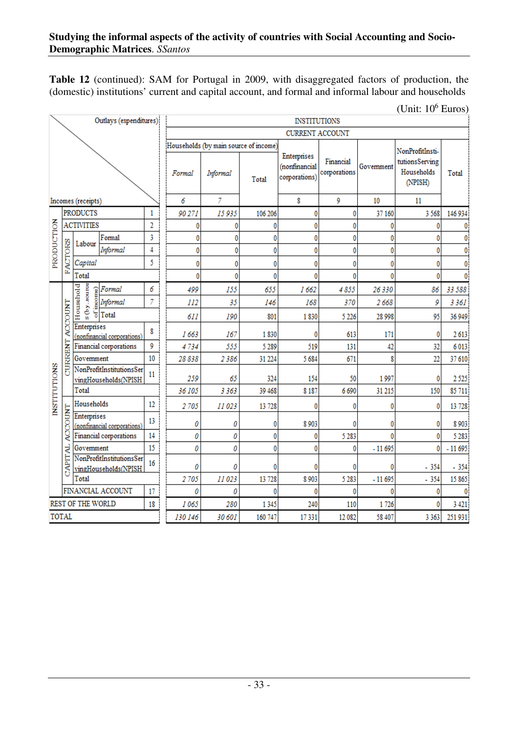**Table 12** (continued): SAM for Portugal in 2009, with disaggregated factors of production, the (domestic) institutions' current and capital account, and formal and informal labour and households

(Unit: $10^6$ Euros)

| Outlays (expenditures) / Incomes (receipts) | | | | | INSTITUTIONS — CURRENT ACCOUNT: Households (by main source of income) — *Formal* | *Informal* | Total | Enterprises (nonfinancial corporations) | Financial corporations | Government | NonProfitInstitutionsServing Households (NPISH) | Total |
|---|---|---|---|---|---|---|---|---|---|---|---|---|
| | | | | | 6 | 7 | | 8 | 9 | 10 | 11 | |
| PRODUCTS | | | | 1 | *90 271* | *15 935* | 106 206 | 0 | 0 | 37 160 | 3 568 | 146 934 |
| ACTIVITIES | | | | 2 | 0 | 0 | 0 | 0 | 0 | 0 | 0 | 0 |
| PRODUCTION | FACTORS | Labour | Formal | 3 | 0 | 0 | 0 | 0 | 0 | 0 | 0 | 0 |
| | | | *Informal* | 4 | 0 | 0 | 0 | 0 | 0 | 0 | 0 | 0 |
| | | *Capital* | | 5 | 0 | 0 | 0 | 0 | 0 | 0 | 0 | 0 |
| | | Total | | | 0 | 0 | 0 | 0 | 0 | 0 | 0 | 0 |
| INSTITUTIONS | CURRENT ACCOUNT | Households (by source of income) | *Formal* | 6 | *499* | *155* | *655* | *1 662* | *4 855* | *26 330* | *86* | *33 588* |
| | | | *Informal* | 7 | *112* | *35* | *146* | *168* | *370* | *2 668* | *9* | *3 361* |
| | | | Total | | *611* | *190* | 801 | 1 830 | 5 226 | 28 998 | 95 | 36 949 |
| | | Enterprises (nonfinancial corporations) | | 8 | *1 663* | *167* | 1 830 | 0 | 613 | 171 | 0 | 2 613 |
| | | Financial corporations | | 9 | *4 734* | *555* | 5 289 | 519 | 131 | 42 | 32 | 6 013 |
| | | Government | | 10 | *28 838* | *2 386* | 31 224 | 5 684 | 671 | 8 | 22 | 37 610 |
| | | NonProfitInstitutionsServingHouseholds(NPISH) | | 11 | *259* | *65* | 324 | 154 | 50 | 1 997 | 0 | 2 525 |
| | | Total | | | *36 105* | *3 363* | 39 468 | 8 187 | 6 690 | 31 215 | 150 | 85 711 |
| | CAPITAL ACCOUNT | Households | | 12 | *2 705* | *11 023* | 13 728 | 0 | 0 | 0 | 0 | 13 728 |
| | | Enterprises (nonfinancial corporations) | | 13 | *0* | *0* | 0 | 8 903 | 0 | 0 | 0 | 8 903 |
| | | Financial corporations | | 14 | *0* | *0* | 0 | 0 | 5 283 | 0 | 0 | 5 283 |
| | | Government | | 15 | *0* | *0* | 0 | 0 | 0 | - 11 695 | 0 | - 11 695 |
| | | NonProfitInstitutionsServingHouseholds(NPISH) | | 16 | *0* | *0* | 0 | 0 | 0 | 0 | - 354 | - 354 |
| | | Total | | | *2 705* | *11 023* | 13 728 | 8 903 | 5 283 | - 11 695 | - 354 | 15 865 |
| | FINANCIAL ACCOUNT | | | 17 | *0* | *0* | 0 | 0 | 0 | 0 | 0 | 0 |
| REST OF THE WORLD | | | | 18 | *1 065* | *280* | 1 345 | 240 | 110 | 1 726 | 0 | 3 421 |
| TOTAL | | | | | *130 146* | *30 601* | 160 747 | 17 331 | 12 082 | 58 407 | 3 363 | 251 931 |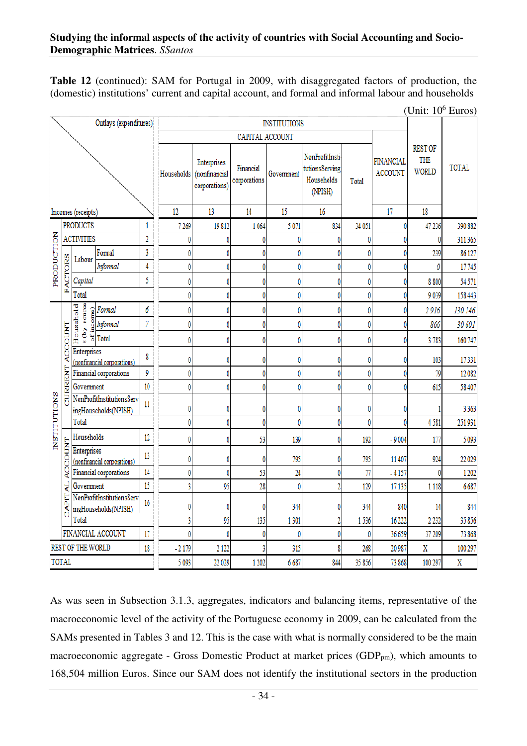**Table 12** (continued): SAM for Portugal in 2009, with disaggregated factors of production, the (domestic) institutions' current and capital account, and formal and informal labour and households

(Unit: $10^6$ Euros)

| Incomes (receipts) \ Outlays (expenditures) | | | | | INSTITUTIONS – CAPITAL ACCOUNT: Households | Enterprises (nonfinancial corporations) | Financial corporations | Government | NonProfitInstitutionsServing Households (NPISH) | Total | FINANCIAL ACCOUNT | REST OF THE WORLD | TOTAL |
|---|---|---|---|---|---|---|---|---|---|---|---|---|---|
| | | | | | 12 | 13 | 14 | 15 | 16 | | 17 | 18 | |
| PRODUCTS | | | | 1 | 7 269 | 19 812 | 1 064 | 5 071 | 834 | 34 051 | 0 | 47 236 | 390 882 |
| PRODUCTION | ACTIVITIES | | | 2 | 0 | 0 | 0 | 0 | 0 | 0 | 0 | 0 | 311 365 |
| PRODUCTION | FACTORS | Labour | *Formal* | 3 | 0 | 0 | 0 | 0 | 0 | 0 | 0 | 239 | 86 127 |
| | | | *Informal* | 4 | 0 | 0 | 0 | 0 | 0 | 0 | 0 | *0* | 17 745 |
| | | *Capital* | | 5 | 0 | 0 | 0 | 0 | 0 | 0 | 0 | 8 800 | 54 571 |
| | | Total | | | 0 | 0 | 0 | 0 | 0 | 0 | 0 | 9 039 | 158 443 |
| INSTITUTIONS | CURRENT ACCOUNT | Households (by...source of income) | *Formal* | *6* | 0 | 0 | 0 | 0 | 0 | 0 | 0 | *2 916* | *130 146* |
| | | | *Informal* | *7* | 0 | 0 | 0 | 0 | 0 | 0 | 0 | *866* | *30 601* |
| | | | Total | | 0 | 0 | 0 | 0 | 0 | 0 | 0 | 3 783 | 160 747 |
| | | Enterprises (nonfinancial corporations) | | 8 | 0 | 0 | 0 | 0 | 0 | 0 | 0 | 103 | 17 331 |
| | | Financial corporations | | 9 | 0 | 0 | 0 | 0 | 0 | 0 | 0 | 79 | 12 082 |
| | | Government | | 10 | 0 | 0 | 0 | 0 | 0 | 0 | 0 | 615 | 58 407 |
| | | NonProfitInstitutionsServingHouseholds(NPISH) | | 11 | 0 | 0 | 0 | 0 | 0 | 0 | 0 | 1 | 3 363 |
| | | Total | | | 0 | 0 | 0 | 0 | 0 | 0 | 0 | 4 581 | 251 931 |
| | CAPITAL ACCOUNT | Households | | 12 | 0 | 0 | 53 | 139 | 0 | 192 | - 9 004 | 177 | 5 093 |
| | | Enterprises (nonfinancial corporations) | | 13 | 0 | 0 | 0 | 795 | 0 | 795 | 11 407 | 924 | 22 029 |
| | | Financial corporations | | 14 | 0 | 0 | 53 | 24 | 0 | 77 | - 4 157 | 0 | 1 202 |
| | | Government | | 15 | 3 | 95 | 28 | 0 | 2 | 129 | 17 135 | 1 118 | 6 687 |
| | | NonProfitInstitutionsServingHouseholds(NPISH) | | 16 | 0 | 0 | 0 | 344 | 0 | 344 | 840 | 14 | 844 |
| | | Total | | | 3 | 95 | 135 | 1 301 | 2 | 1 536 | 16 222 | 2 232 | 35 856 |
| | FINANCIAL ACCOUNT | | | 17 | 0 | 0 | 0 | 0 | 0 | 0 | 36 659 | 37 209 | 73 868 |
| REST OF THE WORLD | | | | 18 | - 2 179 | 2 122 | 3 | 315 | 8 | 268 | 20 987 | X | 100 297 |
| TOTAL | | | | | 5 093 | 22 029 | 1 202 | 6 687 | 844 | 35 856 | 73 868 | 100 297 | X |

As was seen in Subsection 3.1.3, aggregates, indicators and balancing items, representative of the macroeconomic level of the activity of the Portuguese economy in 2009, can be calculated from the SAMs presented in Tables 3 and 12. This is the case with what is normally considered to be the main macroeconomic aggregate - Gross Domestic Product at market prices ($GDP_{pm}$), which amounts to 168,504 million Euros. Since our SAM does not identify the institutional sectors in the production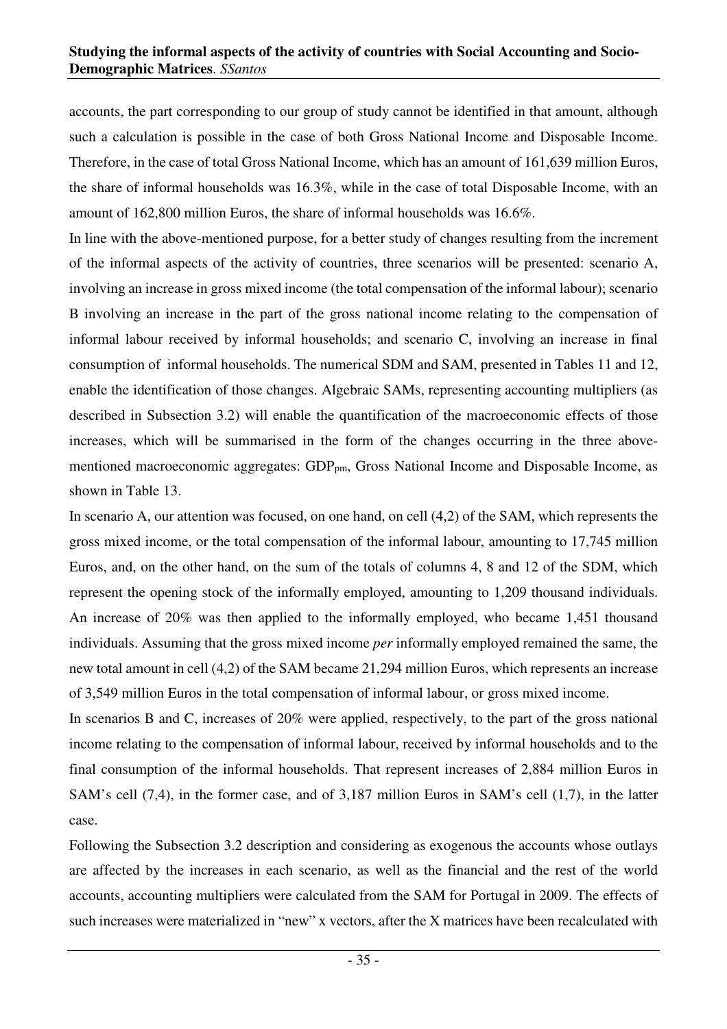accounts, the part corresponding to our group of study cannot be identified in that amount, although such a calculation is possible in the case of both Gross National Income and Disposable Income. Therefore, in the case of total Gross National Income, which has an amount of 161,639 million Euros, the share of informal households was 16.3%, while in the case of total Disposable Income, with an amount of 162,800 million Euros, the share of informal households was 16.6%.

In line with the above-mentioned purpose, for a better study of changes resulting from the increment of the informal aspects of the activity of countries, three scenarios will be presented: scenario A, involving an increase in gross mixed income (the total compensation of the informal labour); scenario B involving an increase in the part of the gross national income relating to the compensation of informal labour received by informal households; and scenario C, involving an increase in final consumption of informal households. The numerical SDM and SAM, presented in Tables 11 and 12, enable the identification of those changes. Algebraic SAMs, representing accounting multipliers (as described in Subsection 3.2) will enable the quantification of the macroeconomic effects of those increases, which will be summarised in the form of the changes occurring in the three above-mentioned macroeconomic aggregates: $GDP_{pm}$, Gross National Income and Disposable Income, as shown in Table 13.

In scenario A, our attention was focused, on one hand, on cell (4,2) of the SAM, which represents the gross mixed income, or the total compensation of the informal labour, amounting to 17,745 million Euros, and, on the other hand, on the sum of the totals of columns 4, 8 and 12 of the SDM, which represent the opening stock of the informally employed, amounting to 1,209 thousand individuals. An increase of 20% was then applied to the informally employed, who became 1,451 thousand individuals. Assuming that the gross mixed income *per* informally employed remained the same, the new total amount in cell (4,2) of the SAM became 21,294 million Euros, which represents an increase of 3,549 million Euros in the total compensation of informal labour, or gross mixed income.

In scenarios B and C, increases of 20% were applied, respectively, to the part of the gross national income relating to the compensation of informal labour, received by informal households and to the final consumption of the informal households. That represent increases of 2,884 million Euros in SAM's cell (7,4), in the former case, and of 3,187 million Euros in SAM's cell (1,7), in the latter case.

Following the Subsection 3.2 description and considering as exogenous the accounts whose outlays are affected by the increases in each scenario, as well as the financial and the rest of the world accounts, accounting multipliers were calculated from the SAM for Portugal in 2009. The effects of such increases were materialized in "new" x vectors, after the X matrices have been recalculated with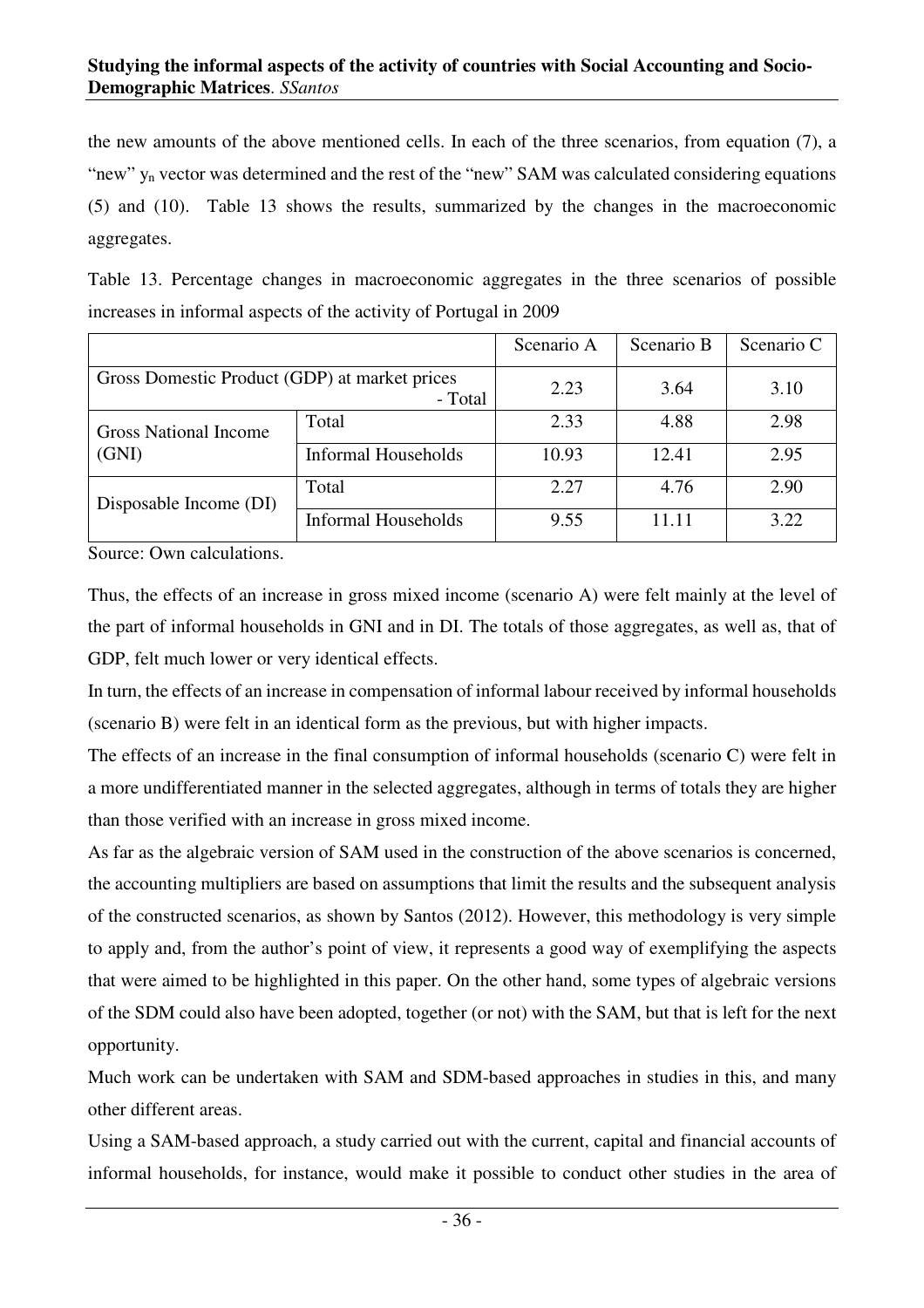the new amounts of the above mentioned cells. In each of the three scenarios, from equation (7), a "new" $y_n$ vector was determined and the rest of the "new" SAM was calculated considering equations (5) and (10). Table 13 shows the results, summarized by the changes in the macroeconomic aggregates.

Table 13. Percentage changes in macroeconomic aggregates in the three scenarios of possible increases in informal aspects of the activity of Portugal in 2009

| | | Scenario A | Scenario B | Scenario C |
|---|---|---|---|---|
| Gross Domestic Product (GDP) at market prices - Total | | 2.23 | 3.64 | 3.10 |
| Gross National Income (GNI) | Total | 2.33 | 4.88 | 2.98 |
| | Informal Households | 10.93 | 12.41 | 2.95 |
| Disposable Income (DI) | Total | 2.27 | 4.76 | 2.90 |
| | Informal Households | 9.55 | 11.11 | 3.22 |

Source: Own calculations.

Thus, the effects of an increase in gross mixed income (scenario A) were felt mainly at the level of the part of informal households in GNI and in DI. The totals of those aggregates, as well as, that of GDP, felt much lower or very identical effects.

In turn, the effects of an increase in compensation of informal labour received by informal households (scenario B) were felt in an identical form as the previous, but with higher impacts.

The effects of an increase in the final consumption of informal households (scenario C) were felt in a more undifferentiated manner in the selected aggregates, although in terms of totals they are higher than those verified with an increase in gross mixed income.

As far as the algebraic version of SAM used in the construction of the above scenarios is concerned, the accounting multipliers are based on assumptions that limit the results and the subsequent analysis of the constructed scenarios, as shown by Santos (2012). However, this methodology is very simple to apply and, from the author's point of view, it represents a good way of exemplifying the aspects that were aimed to be highlighted in this paper. On the other hand, some types of algebraic versions of the SDM could also have been adopted, together (or not) with the SAM, but that is left for the next opportunity.

Much work can be undertaken with SAM and SDM-based approaches in studies in this, and many other different areas.

Using a SAM-based approach, a study carried out with the current, capital and financial accounts of informal households, for instance, would make it possible to conduct other studies in the area of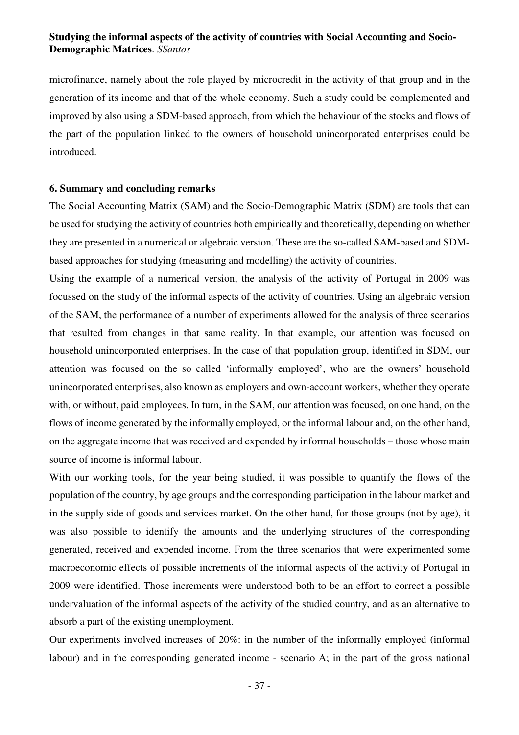microfinance, namely about the role played by microcredit in the activity of that group and in the generation of its income and that of the whole economy. Such a study could be complemented and improved by also using a SDM-based approach, from which the behaviour of the stocks and flows of the part of the population linked to the owners of household unincorporated enterprises could be introduced.

## 6. Summary and concluding remarks

The Social Accounting Matrix (SAM) and the Socio-Demographic Matrix (SDM) are tools that can be used for studying the activity of countries both empirically and theoretically, depending on whether they are presented in a numerical or algebraic version. These are the so-called SAM-based and SDM-based approaches for studying (measuring and modelling) the activity of countries.

Using the example of a numerical version, the analysis of the activity of Portugal in 2009 was focussed on the study of the informal aspects of the activity of countries. Using an algebraic version of the SAM, the performance of a number of experiments allowed for the analysis of three scenarios that resulted from changes in that same reality. In that example, our attention was focused on household unincorporated enterprises. In the case of that population group, identified in SDM, our attention was focused on the so called 'informally employed', who are the owners' household unincorporated enterprises, also known as employers and own-account workers, whether they operate with, or without, paid employees. In turn, in the SAM, our attention was focused, on one hand, on the flows of income generated by the informally employed, or the informal labour and, on the other hand, on the aggregate income that was received and expended by informal households – those whose main source of income is informal labour.

With our working tools, for the year being studied, it was possible to quantify the flows of the population of the country, by age groups and the corresponding participation in the labour market and in the supply side of goods and services market. On the other hand, for those groups (not by age), it was also possible to identify the amounts and the underlying structures of the corresponding generated, received and expended income. From the three scenarios that were experimented some macroeconomic effects of possible increments of the informal aspects of the activity of Portugal in 2009 were identified. Those increments were understood both to be an effort to correct a possible undervaluation of the informal aspects of the activity of the studied country, and as an alternative to absorb a part of the existing unemployment.

Our experiments involved increases of 20%: in the number of the informally employed (informal labour) and in the corresponding generated income - scenario A; in the part of the gross national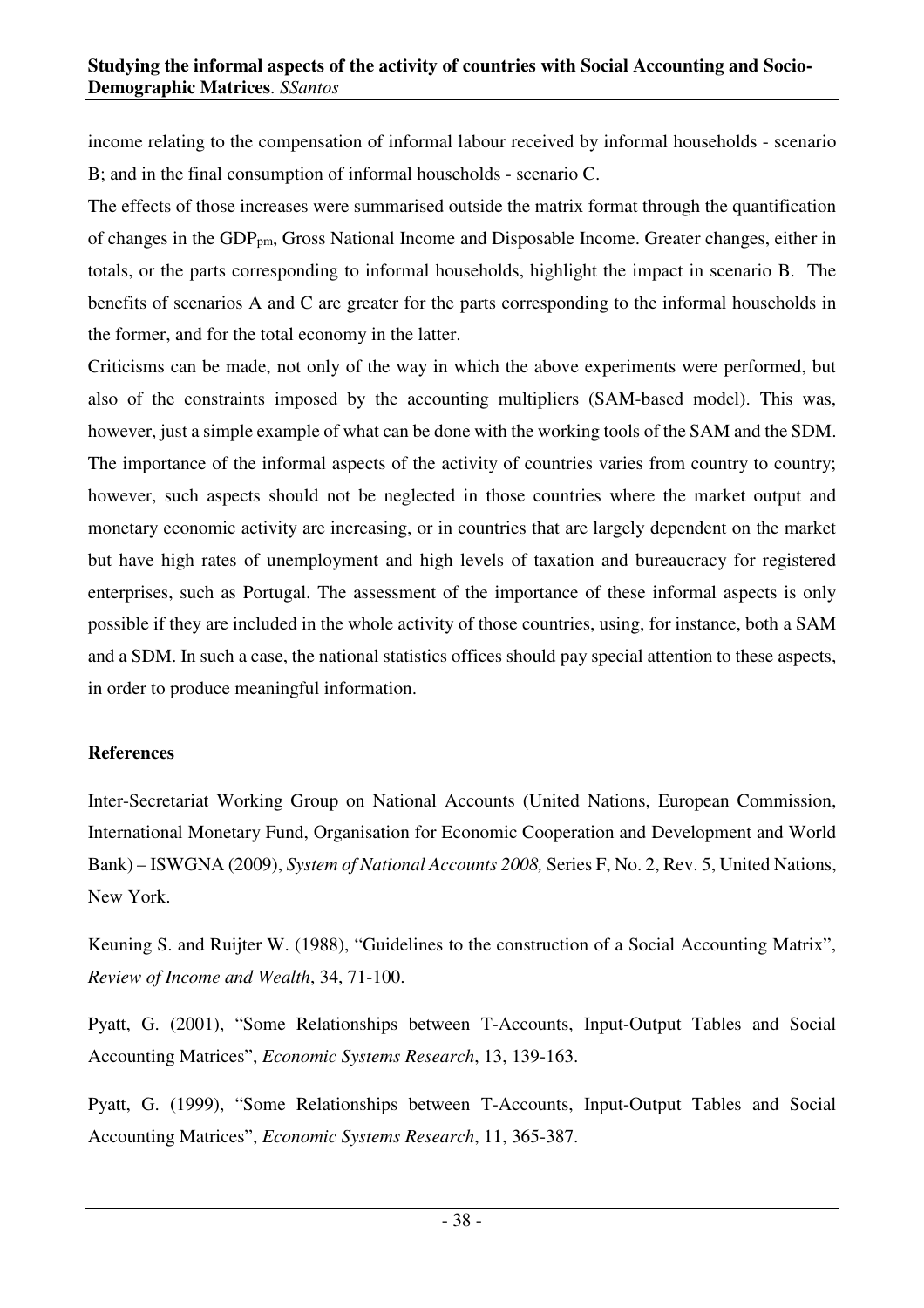income relating to the compensation of informal labour received by informal households - scenario B; and in the final consumption of informal households - scenario C.

The effects of those increases were summarised outside the matrix format through the quantification of changes in the $GDP_{pm}$, Gross National Income and Disposable Income. Greater changes, either in totals, or the parts corresponding to informal households, highlight the impact in scenario B. The benefits of scenarios A and C are greater for the parts corresponding to the informal households in the former, and for the total economy in the latter.

Criticisms can be made, not only of the way in which the above experiments were performed, but also of the constraints imposed by the accounting multipliers (SAM-based model). This was, however, just a simple example of what can be done with the working tools of the SAM and the SDM. The importance of the informal aspects of the activity of countries varies from country to country; however, such aspects should not be neglected in those countries where the market output and monetary economic activity are increasing, or in countries that are largely dependent on the market but have high rates of unemployment and high levels of taxation and bureaucracy for registered enterprises, such as Portugal. The assessment of the importance of these informal aspects is only possible if they are included in the whole activity of those countries, using, for instance, both a SAM and a SDM. In such a case, the national statistics offices should pay special attention to these aspects, in order to produce meaningful information.

## References

Inter-Secretariat Working Group on National Accounts (United Nations, European Commission, International Monetary Fund, Organisation for Economic Cooperation and Development and World Bank) – ISWGNA (2009), *System of National Accounts 2008,* Series F, No. 2, Rev. 5, United Nations, New York.

Keuning S. and Ruijter W. (1988), "Guidelines to the construction of a Social Accounting Matrix", *Review of Income and Wealth*, 34, 71-100.

Pyatt, G. (2001), "Some Relationships between T-Accounts, Input-Output Tables and Social Accounting Matrices", *Economic Systems Research*, 13, 139-163.

Pyatt, G. (1999), "Some Relationships between T-Accounts, Input-Output Tables and Social Accounting Matrices", *Economic Systems Research*, 11, 365-387.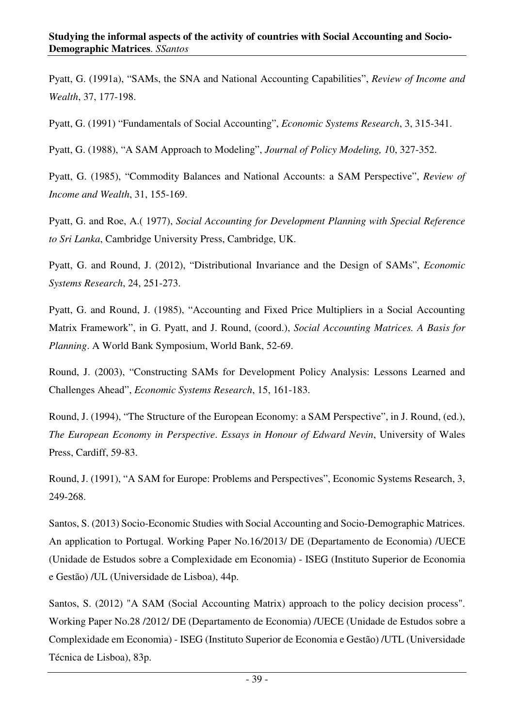Pyatt, G. (1991a), "SAMs, the SNA and National Accounting Capabilities", *Review of Income and Wealth*, 37, 177-198.

Pyatt, G. (1991) "Fundamentals of Social Accounting", *Economic Systems Research*, 3, 315-341.

Pyatt, G. (1988), "A SAM Approach to Modeling", *Journal of Policy Modeling, 1*0, 327-352.

Pyatt, G. (1985), "Commodity Balances and National Accounts: a SAM Perspective", *Review of Income and Wealth*, 31, 155-169.

Pyatt, G. and Roe, A.( 1977), *Social Accounting for Development Planning with Special Reference to Sri Lanka*, Cambridge University Press, Cambridge, UK.

Pyatt, G. and Round, J. (2012), "Distributional Invariance and the Design of SAMs", *Economic Systems Research*, 24, 251-273.

Pyatt, G. and Round, J. (1985), "Accounting and Fixed Price Multipliers in a Social Accounting Matrix Framework", in G. Pyatt, and J. Round, (coord.), *Social Accounting Matrices. A Basis for Planning*. A World Bank Symposium, World Bank, 52-69.

Round, J. (2003), "Constructing SAMs for Development Policy Analysis: Lessons Learned and Challenges Ahead", *Economic Systems Research*, 15, 161-183.

Round, J. (1994), "The Structure of the European Economy: a SAM Perspective", in J. Round, (ed.), *The European Economy in Perspective*. *Essays in Honour of Edward Nevin*, University of Wales Press, Cardiff, 59-83.

Round, J. (1991), "A SAM for Europe: Problems and Perspectives", Economic Systems Research, 3, 249-268.

Santos, S. (2013) Socio-Economic Studies with Social Accounting and Socio-Demographic Matrices. An application to Portugal. Working Paper No.16/2013/ DE (Departamento de Economia) /UECE (Unidade de Estudos sobre a Complexidade em Economia) - ISEG (Instituto Superior de Economia e Gestão) /UL (Universidade de Lisboa), 44p.

Santos, S. (2012) "A SAM (Social Accounting Matrix) approach to the policy decision process". Working Paper No.28 /2012/ DE (Departamento de Economia) /UECE (Unidade de Estudos sobre a Complexidade em Economia) - ISEG (Instituto Superior de Economia e Gestão) /UTL (Universidade Técnica de Lisboa), 83p.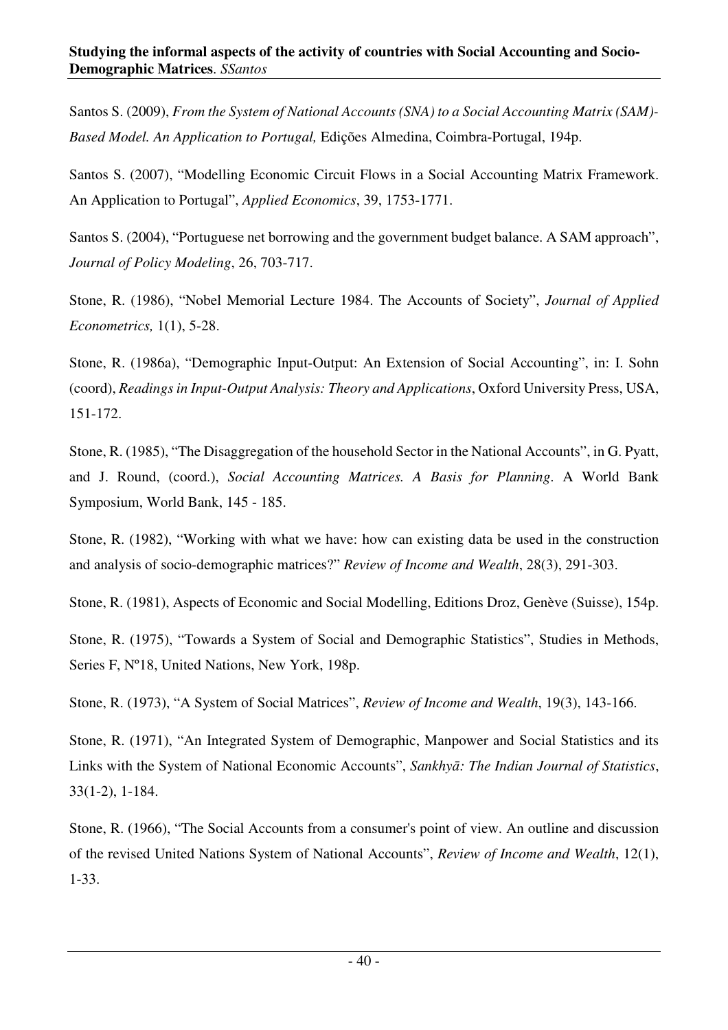Santos S. (2009), *From the System of National Accounts (SNA) to a Social Accounting Matrix (SAM)-Based Model. An Application to Portugal,* Edições Almedina, Coimbra-Portugal, 194p.

Santos S. (2007), "Modelling Economic Circuit Flows in a Social Accounting Matrix Framework. An Application to Portugal", *Applied Economics*, 39, 1753-1771.

Santos S. (2004), "Portuguese net borrowing and the government budget balance. A SAM approach", *Journal of Policy Modeling*, 26, 703-717.

Stone, R. (1986), "Nobel Memorial Lecture 1984. The Accounts of Society", *Journal of Applied Econometrics,* 1(1), 5-28.

Stone, R. (1986a), "Demographic Input-Output: An Extension of Social Accounting", in: I. Sohn (coord), *Readings in Input-Output Analysis: Theory and Applications*, Oxford University Press, USA, 151-172.

Stone, R. (1985), "The Disaggregation of the household Sector in the National Accounts", in G. Pyatt, and J. Round, (coord.), *Social Accounting Matrices. A Basis for Planning*. A World Bank Symposium, World Bank, 145 - 185.

Stone, R. (1982), "Working with what we have: how can existing data be used in the construction and analysis of socio-demographic matrices?" *Review of Income and Wealth*, 28(3), 291-303.

Stone, R. (1981), Aspects of Economic and Social Modelling, Editions Droz, Genève (Suisse), 154p.

Stone, R. (1975), "Towards a System of Social and Demographic Statistics", Studies in Methods, Series F, Nº18, United Nations, New York, 198p.

Stone, R. (1973), "A System of Social Matrices", *Review of Income and Wealth*, 19(3), 143-166.

Stone, R. (1971), "An Integrated System of Demographic, Manpower and Social Statistics and its Links with the System of National Economic Accounts", *Sankhyā: The Indian Journal of Statistics*, 33(1-2), 1-184.

Stone, R. (1966), "The Social Accounts from a consumer's point of view. An outline and discussion of the revised United Nations System of National Accounts", *Review of Income and Wealth*, 12(1), 1-33.